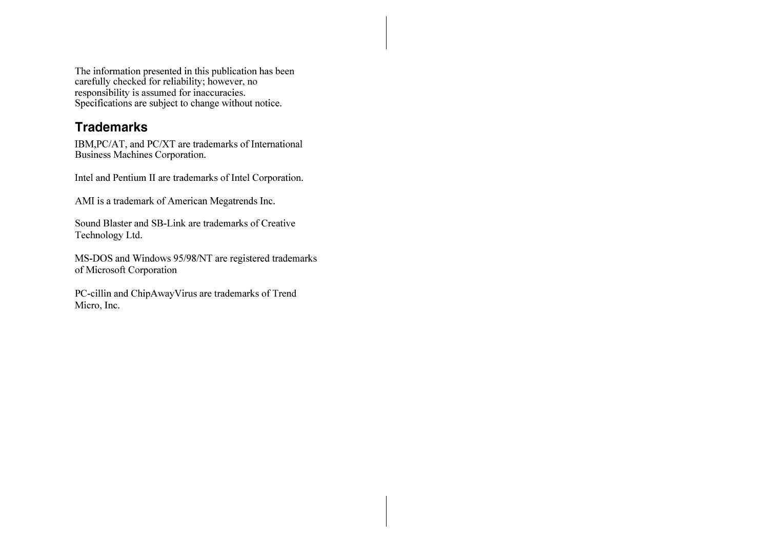The information presented in this publication has been carefully checked for reliability; however, no responsibility is assumed for inaccuracies. Specifications are subject to change without notice.

## Trademarks

IBM,PC/AT, and PC/XT are trademarks of International Business Machines Corporation.

Intel and Pentium II are trademarks of Intel Corporation.

AMI is a trademark of American Megatrends Inc.

Sound Blaster and SB-Link are trademarks of Creative Technology Ltd.

MS-DOS and Windows 95/98/NT are registered trademarks of Microsoft Corporation

PC-cillin and ChipAwayVirus are trademarks of Trend Micro, Inc.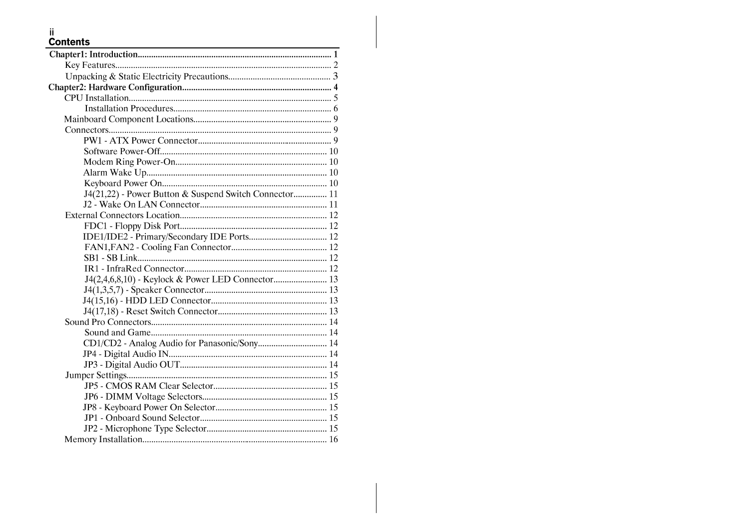## Contents

**Chapter1: Introduction...................................................................................... 1**

- Key Features................................................................................................ 2
- Unpacking & Static Electricity Precautions............................................. 3

**Chapter2: Hardware Configuration.................................................................. 4**

- CPU Installation.......................................................................................... 5
  - Installation Procedures...................................................................... 6
- Mainboard Component Locations............................................................. 9
- Connectors.................................................................................................. 9
  - PW1 - ATX Power Connector........................................................... 9
  - Software Power-Off......................................................................... 10
  - Modem Ring Power-On.................................................................. 10
  - Alarm Wake Up............................................................................... 10
  - Keyboard Power On........................................................................ 10
  - J4(21,22) - Power Button & Suspend Switch Connector............... 11
  - J2 - Wake On LAN Connector........................................................ 11
- External Connectors Location................................................................. 12
  - FDC1 - Floppy Disk Port................................................................. 12
  - IDE1/IDE2 - Primary/Secondary IDE Ports.................................. 12
  - FAN1,FAN2 - Cooling Fan Connector........................................... 12
  - SB1 - SB Link................................................................................... 12
  - IR1 - InfraRed Connector............................................................... 12
  - J4(2,4,6,8,10) - Keylock & Power LED Connector........................ 13
  - J4(1,3,5,7) - Speaker Connector...................................................... 13
  - J4(15,16) - HDD LED Connector.................................................... 13
  - J4(17,18) - Reset Switch Connector................................................ 13
- Sound Pro Connectors.............................................................................. 14
  - Sound and Game.............................................................................. 14
  - CD1/CD2 - Analog Audio for Panasonic/Sony.............................. 14
  - JP4 - Digital Audio IN...................................................................... 14
  - JP3 - Digital Audio OUT................................................................. 14
- Jumper Settings......................................................................................... 15
  - JP5 - CMOS RAM Clear Selector................................................... 15
  - JP6 - DIMM Voltage Selectors....................................................... 15
  - JP8 - Keyboard Power On Selector................................................. 15
  - JP1 - Onboard Sound Selector........................................................ 15
  - JP2 - Microphone Type Selector..................................................... 15
- Memory Installation.................................................................................. 16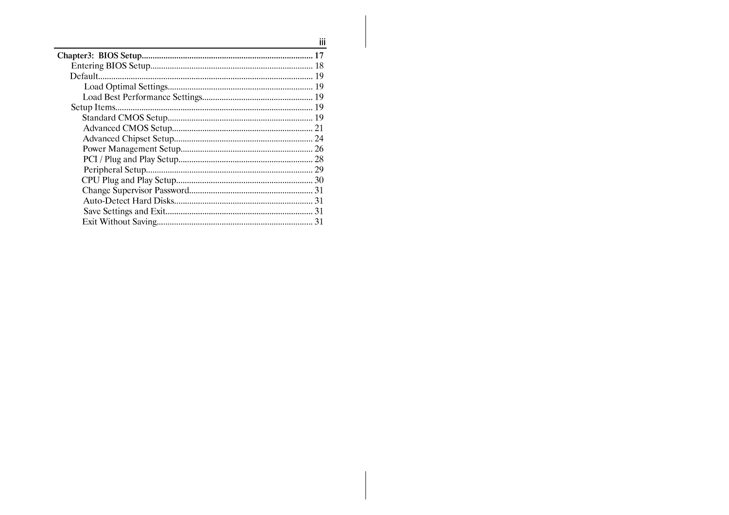**Chapter3: BIOS Setup** .......... **17**

- Entering BIOS Setup .......... 18
- Default .......... 19
  - Load Optimal Settings .......... 19
  - Load Best Performance Settings .......... 19
- Setup Items .......... 19
  - Standard CMOS Setup .......... 19
  - Advanced CMOS Setup .......... 21
  - Advanced Chipset Setup .......... 24
  - Power Management Setup .......... 26
  - PCI / Plug and Play Setup .......... 28
  - Peripheral Setup .......... 29
  - CPU Plug and Play Setup .......... 30
  - Change Supervisor Password .......... 31
  - Auto-Detect Hard Disks .......... 31
  - Save Settings and Exit .......... 31
  - Exit Without Saving .......... 31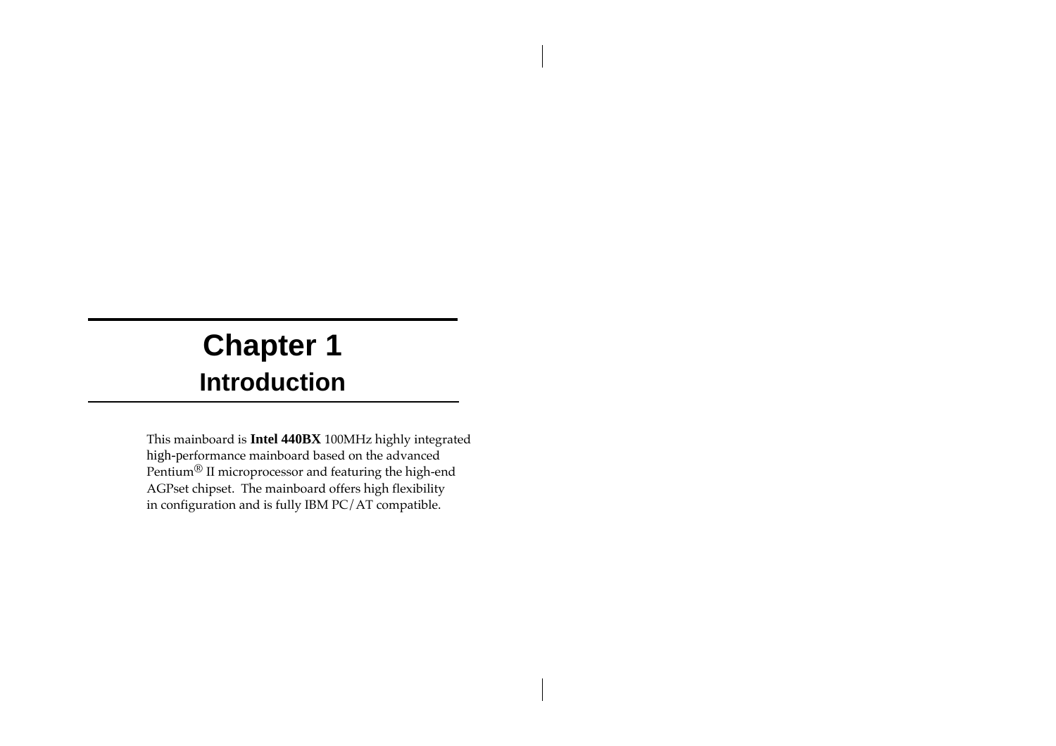# Chapter 1
## Introduction

This mainboard is **Intel 440BX** 100MHz highly integrated high-performance mainboard based on the advanced Pentium® II microprocessor and featuring the high-end AGPset chipset. The mainboard offers high flexibility in configuration and is fully IBM PC/AT compatible.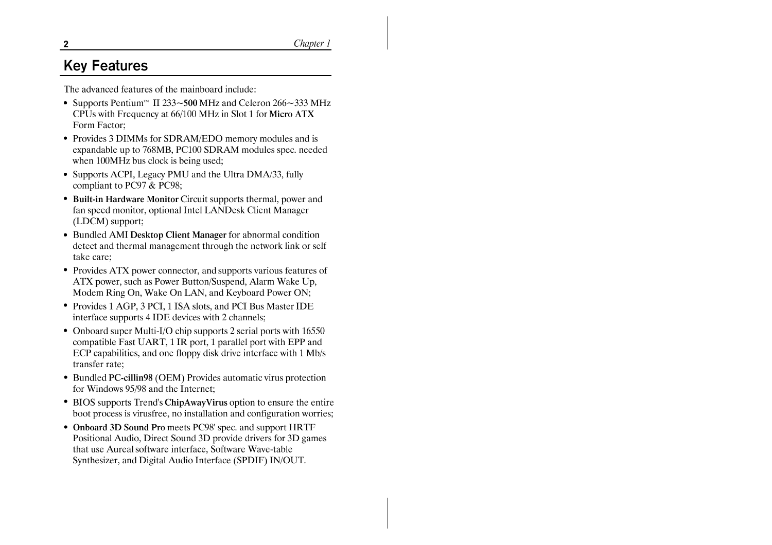## Key Features

The advanced features of the mainboard include:

- Supports Pentium™ II 233~**500** MHz and Celeron 266~333 MHz CPUs with Frequency at 66/100 MHz in Slot 1 for **Micro ATX** Form Factor;
- Provides 3 DIMMs for SDRAM/EDO memory modules and is expandable up to 768MB, PC100 SDRAM modules spec. needed when 100MHz bus clock is being used;
- Supports ACPI, Legacy PMU and the Ultra DMA/33, fully compliant to PC97 & PC98;
- **Built-in Hardware Monitor** Circuit supports thermal, power and fan speed monitor, optional Intel LANDesk Client Manager (LDCM) support;
- Bundled AMI **Desktop Client Manager** for abnormal condition detect and thermal management through the network link or self take care;
- Provides ATX power connector, and supports various features of ATX power, such as Power Button/Suspend, Alarm Wake Up, Modem Ring On, Wake On LAN, and Keyboard Power ON;
- Provides 1 AGP, 3 PCI, 1 ISA slots, and PCI Bus Master IDE interface supports 4 IDE devices with 2 channels;
- Onboard super Multi-I/O chip supports 2 serial ports with 16550 compatible Fast UART, 1 IR port, 1 parallel port with EPP and ECP capabilities, and one floppy disk drive interface with 1 Mb/s transfer rate;
- Bundled **PC-cillin98** (OEM) Provides automatic virus protection for Windows 95/98 and the Internet;
- BIOS supports Trend's **ChipAwayVirus** option to ensure the entire boot process is virusfree, no installation and configuration worries;
- **Onboard 3D Sound Pro** meets PC98' spec. and support HRTF Positional Audio, Direct Sound 3D provide drivers for 3D games that use Aureal software interface, Software Wave-table Synthesizer, and Digital Audio Interface (SPDIF) IN/OUT.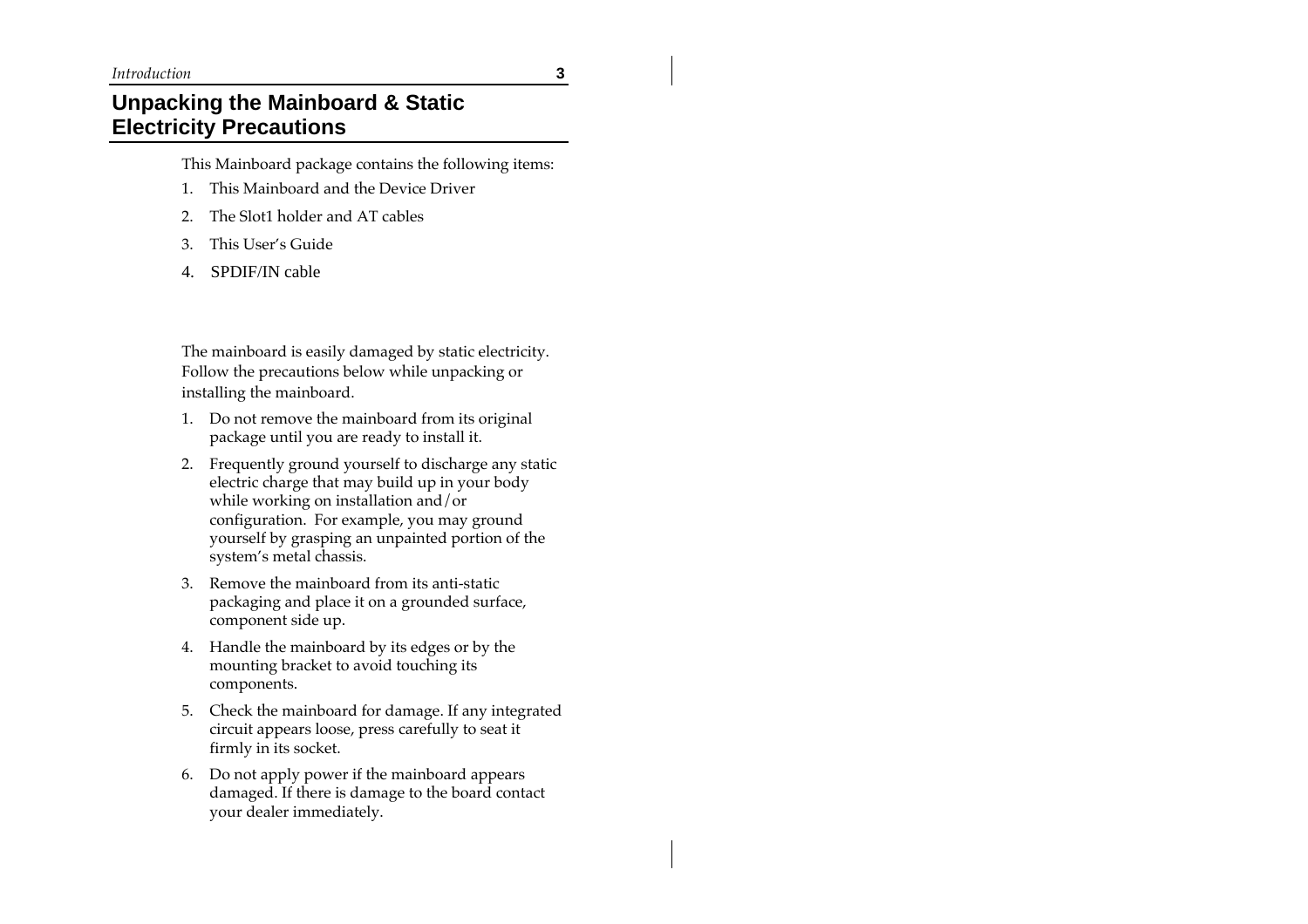## Unpacking the Mainboard & Static Electricity Precautions

This Mainboard package contains the following items:

1. This Mainboard and the Device Driver
2. The Slot1 holder and AT cables
3. This User's Guide
4. SPDIF/IN cable

The mainboard is easily damaged by static electricity. Follow the precautions below while unpacking or installing the mainboard.

1. Do not remove the mainboard from its original package until you are ready to install it.
2. Frequently ground yourself to discharge any static electric charge that may build up in your body while working on installation and/or configuration. For example, you may ground yourself by grasping an unpainted portion of the system's metal chassis.
3. Remove the mainboard from its anti-static packaging and place it on a grounded surface, component side up.
4. Handle the mainboard by its edges or by the mounting bracket to avoid touching its components.
5. Check the mainboard for damage. If any integrated circuit appears loose, press carefully to seat it firmly in its socket.
6. Do not apply power if the mainboard appears damaged. If there is damage to the board contact your dealer immediately.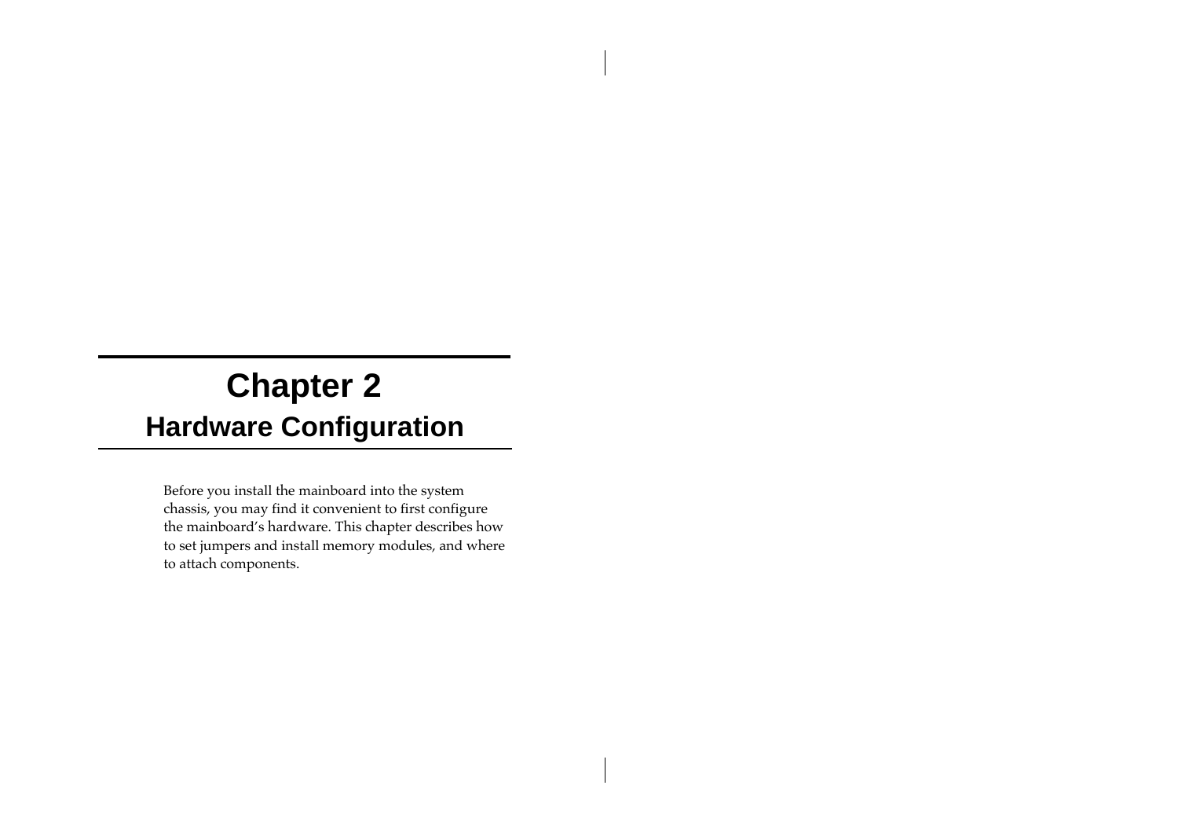# Chapter 2

## Hardware Configuration

Before you install the mainboard into the system chassis, you may find it convenient to first configure the mainboard's hardware. This chapter describes how to set jumpers and install memory modules, and where to attach components.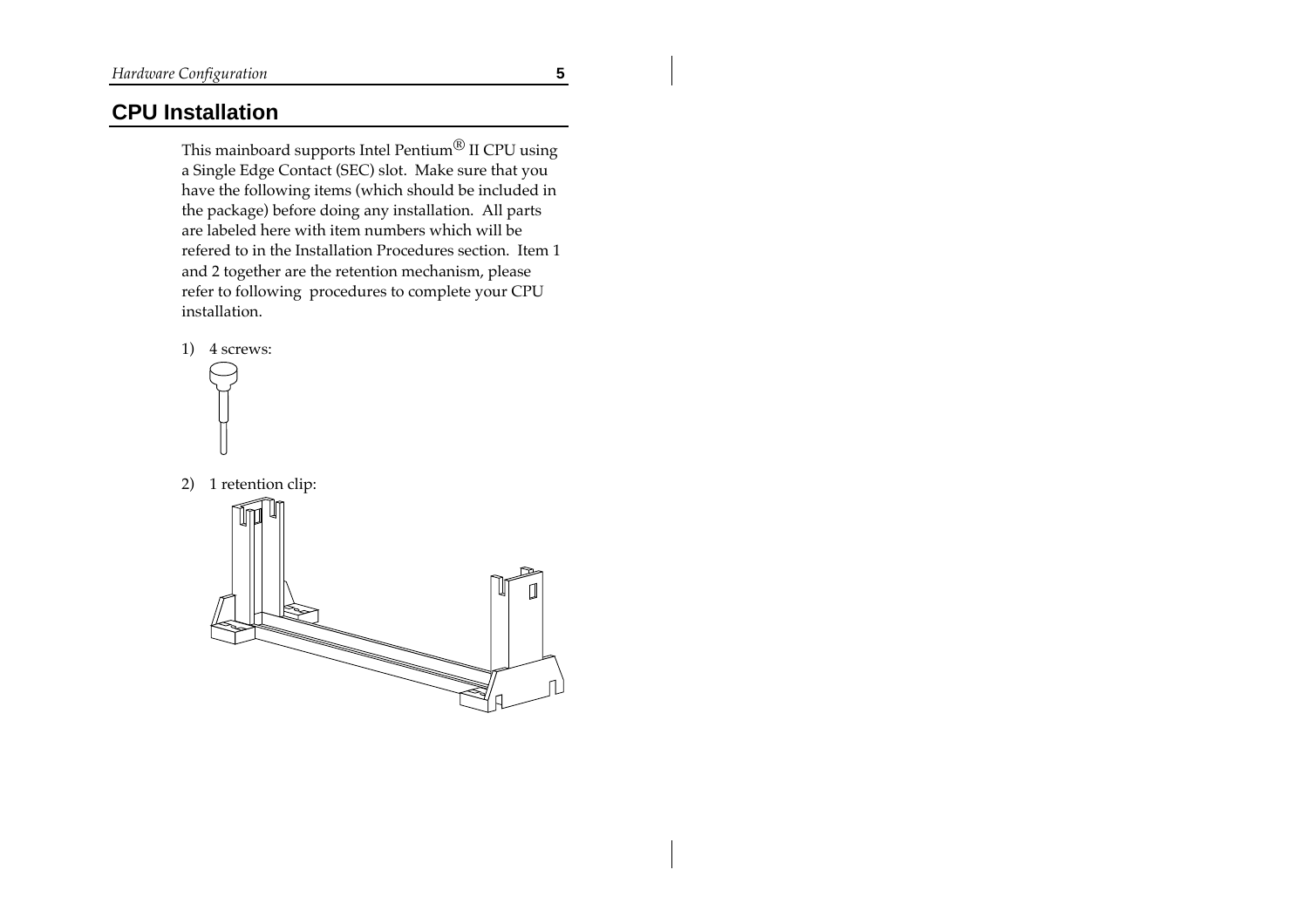## CPU Installation

This mainboard supports Intel Pentium® II CPU using a Single Edge Contact (SEC) slot. Make sure that you have the following items (which should be included in the package) before doing any installation. All parts are labeled here with item numbers which will be refered to in the Installation Procedures section. Item 1 and 2 together are the retention mechanism, please refer to following procedures to complete your CPU installation.

1) 4 screws:

2) 1 retention clip: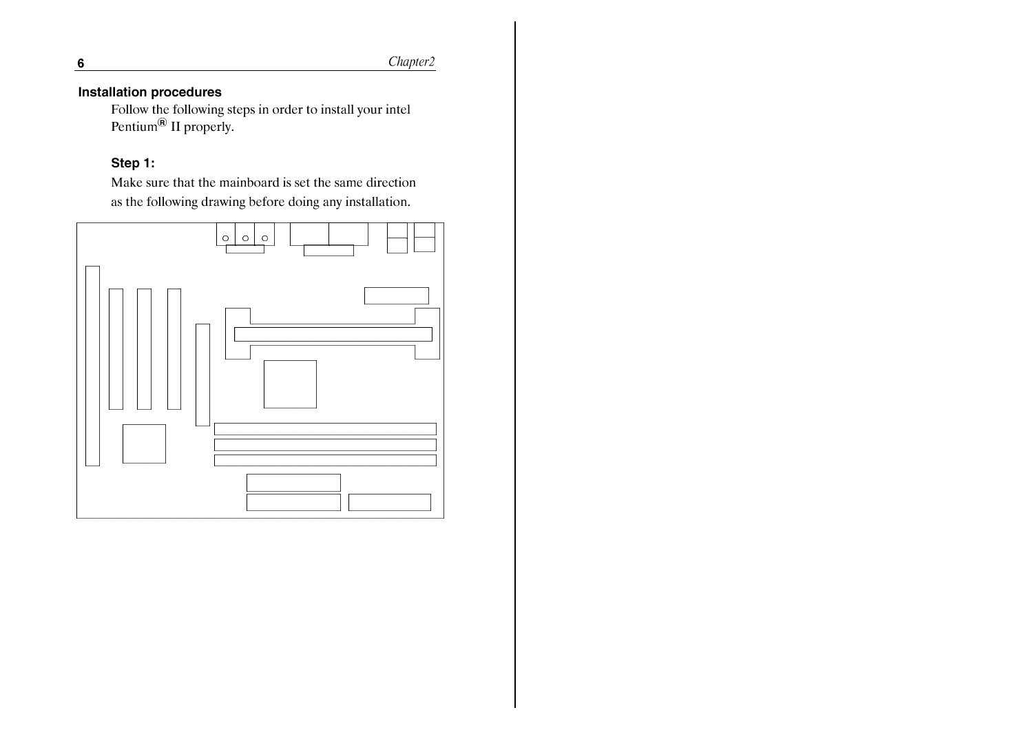## Installation procedures

Follow the following steps in order to install your intel Pentium® II properly.

### Step 1:

Make sure that the mainboard is set the same direction as the following drawing before doing any installation.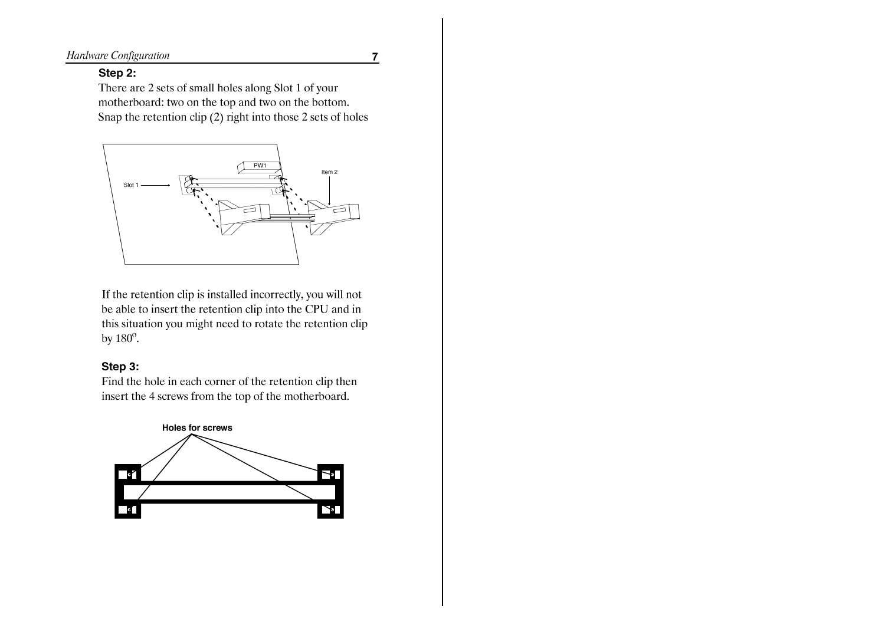### Step 2:

There are 2 sets of small holes along Slot 1 of your motherboard: two on the top and two on the bottom. Snap the retention clip (2) right into those 2 sets of holes

If the retention clip is installed incorrectly, you will not be able to insert the retention clip into the CPU and in this situation you might need to rotate the retention clip by 180°.

### Step 3:

Find the hole in each corner of the retention clip then insert the 4 screws from the top of the motherboard.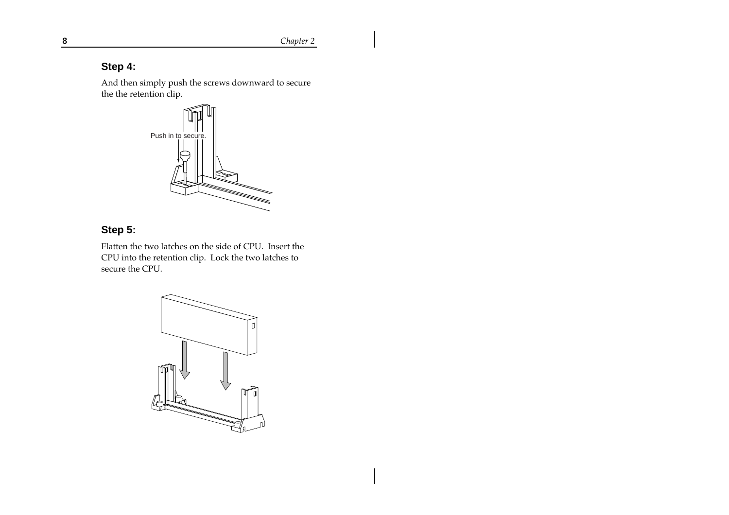## Step 4:

And then simply push the screws downward to secure the the retention clip.

Push in to secure.

## Step 5:

Flatten the two latches on the side of CPU. Insert the CPU into the retention clip. Lock the two latches to secure the CPU.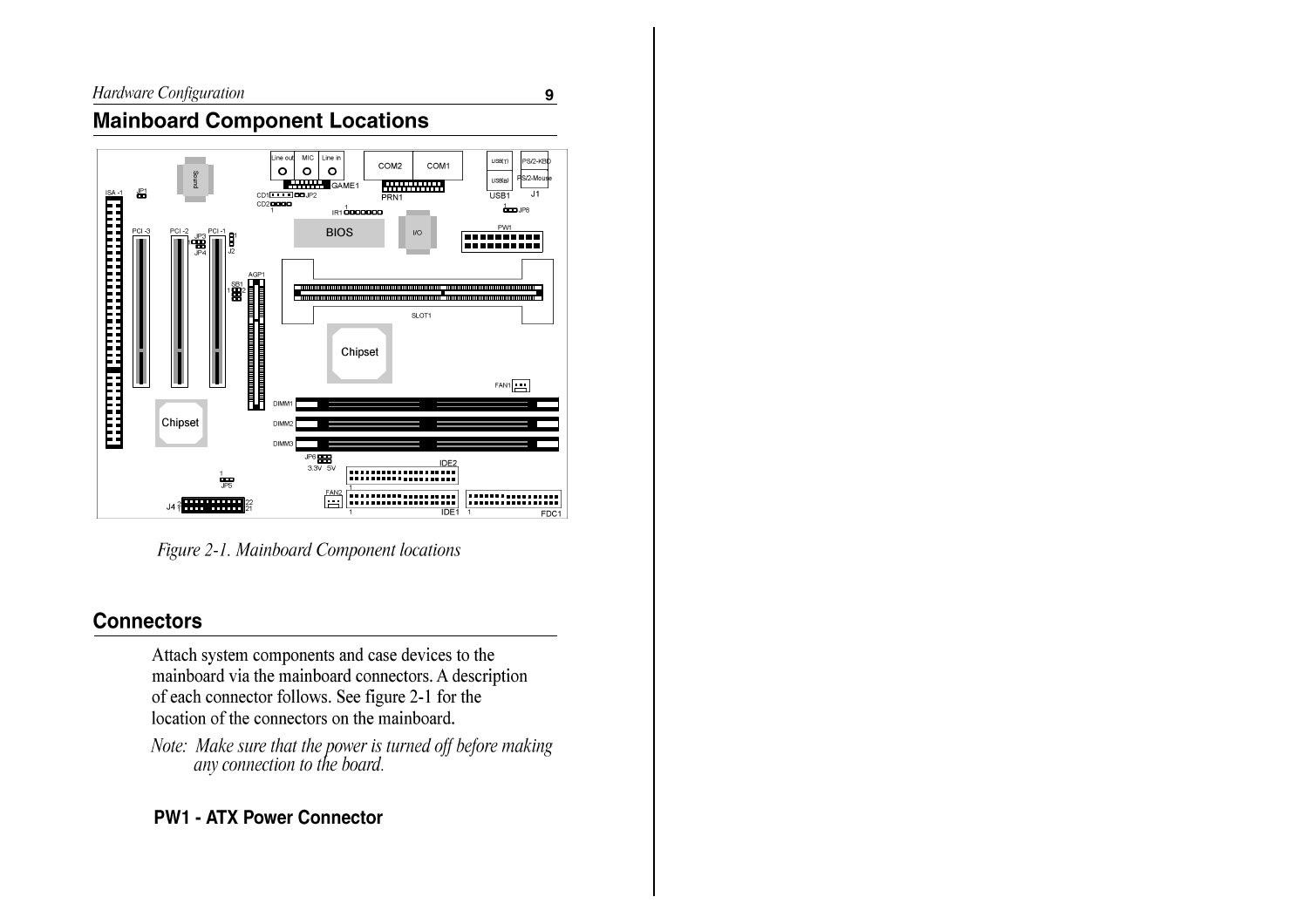## Mainboard Component Locations

*Figure 2-1. Mainboard Component locations*

## Connectors

Attach system components and case devices to the mainboard via the mainboard connectors. A description of each connector follows. See figure 2-1 for the location of the connectors on the mainboard.

*Note: Make sure that the power is turned off before making any connection to the board.*

### PW1 - ATX Power Connector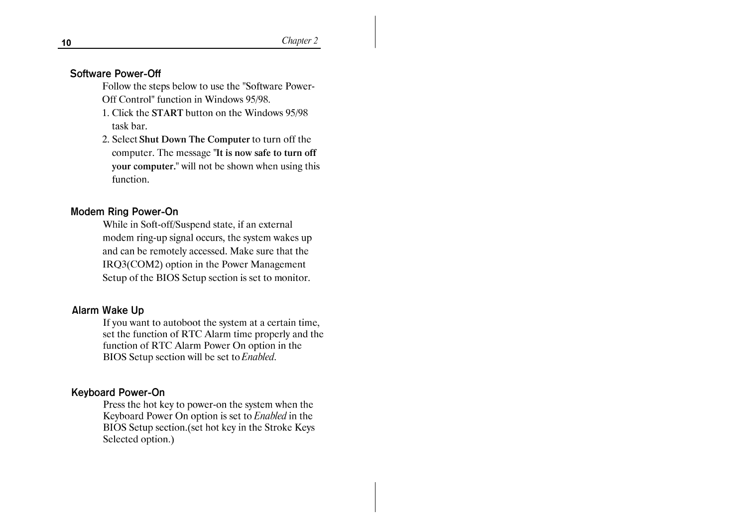### Software Power-Off

Follow the steps below to use the "Software Power-Off Control" function in Windows 95/98.

1. Click the **START** button on the Windows 95/98 task bar.
2. Select **Shut Down The Computer** to turn off the computer. The message "**It is now safe to turn off your computer.**" will not be shown when using this function.

### Modem Ring Power-On

While in Soft-off/Suspend state, if an external modem ring-up signal occurs, the system wakes up and can be remotely accessed. Make sure that the IRQ3(COM2) option in the Power Management Setup of the BIOS Setup section is set to monitor.

### Alarm Wake Up

If you want to autoboot the system at a certain time, set the function of RTC Alarm time properly and the function of RTC Alarm Power On option in the BIOS Setup section will be set to *Enabled*.

### Keyboard Power-On

Press the hot key to power-on the system when the Keyboard Power On option is set to *Enabled* in the BIOS Setup section.(set hot key in the Stroke Keys Selected option.)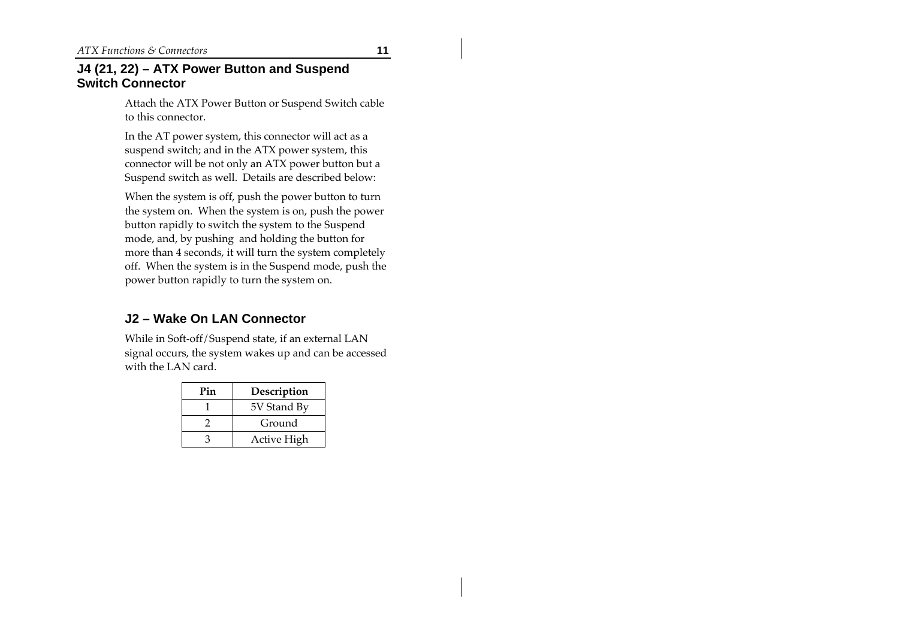## J4 (21, 22) – ATX Power Button and Suspend Switch Connector

Attach the ATX Power Button or Suspend Switch cable to this connector.

In the AT power system, this connector will act as a suspend switch; and in the ATX power system, this connector will be not only an ATX power button but a Suspend switch as well. Details are described below:

When the system is off, push the power button to turn the system on. When the system is on, push the power button rapidly to switch the system to the Suspend mode, and, by pushing and holding the button for more than 4 seconds, it will turn the system completely off. When the system is in the Suspend mode, push the power button rapidly to turn the system on.

## J2 – Wake On LAN Connector

While in Soft-off/Suspend state, if an external LAN signal occurs, the system wakes up and can be accessed with the LAN card.

| Pin | Description |
|---|---|
| 1 | 5V Stand By |
| 2 | Ground |
| 3 | Active High |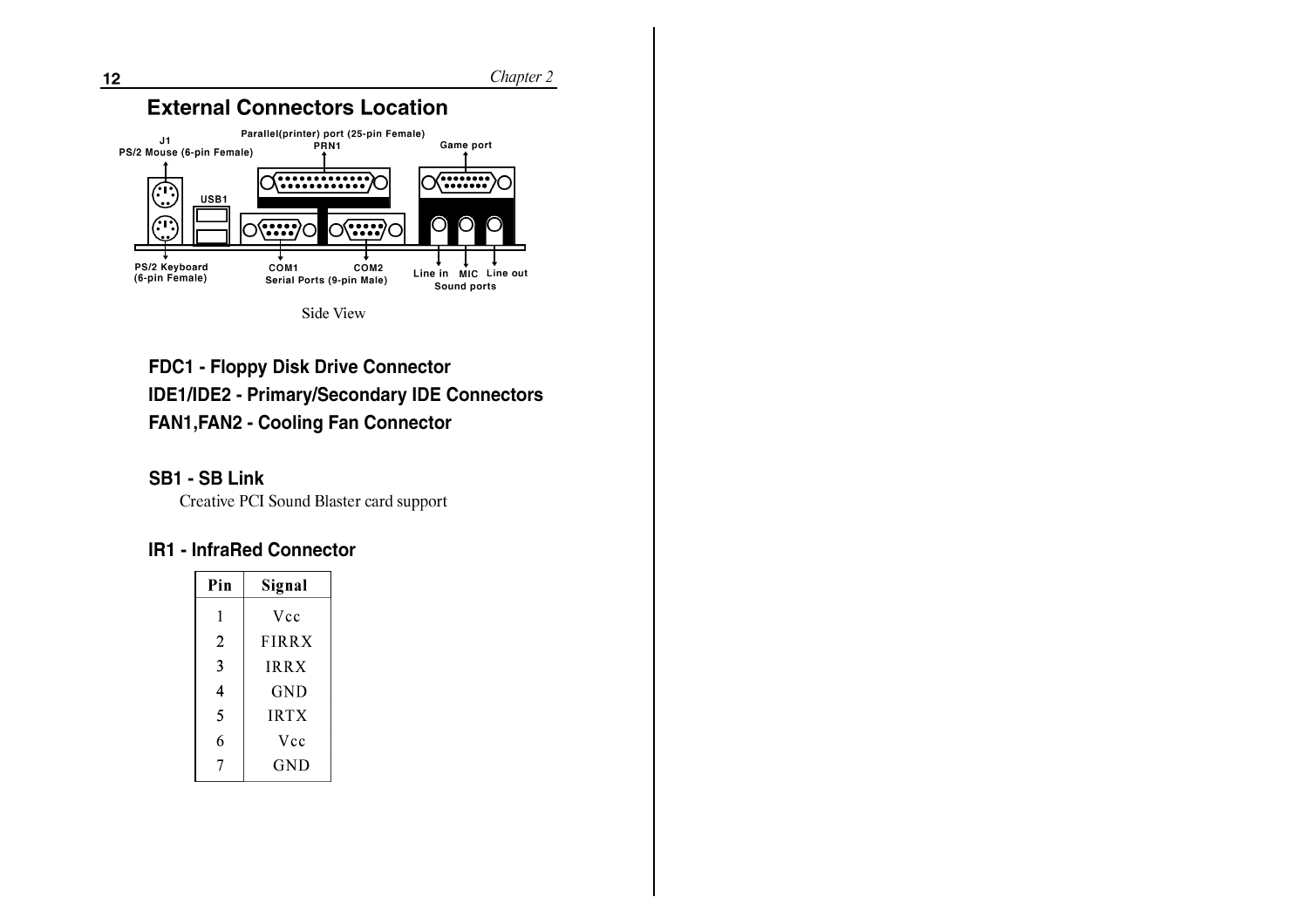## External Connectors Location

J1
PS/2 Mouse (6-pin Female)

Parallel(printer) port (25-pin Female)
PRN1

Game port

USB1

PS/2 Keyboard
(6-pin Female)

COM1 COM2
Serial Ports (9-pin Male)

Line in MIC Line out
Sound ports

Side View

### FDC1 - Floppy Disk Drive Connector

### IDE1/IDE2 - Primary/Secondary IDE Connectors

### FAN1,FAN2 - Cooling Fan Connector

### SB1 - SB Link

Creative PCI Sound Blaster card support

### IR1 - InfraRed Connector

| Pin | Signal |
|---|---|
| 1 | Vcc |
| 2 | FIRRX |
| 3 | IRRX |
| 4 | GND |
| 5 | IRTX |
| 6 | Vcc |
| 7 | GND |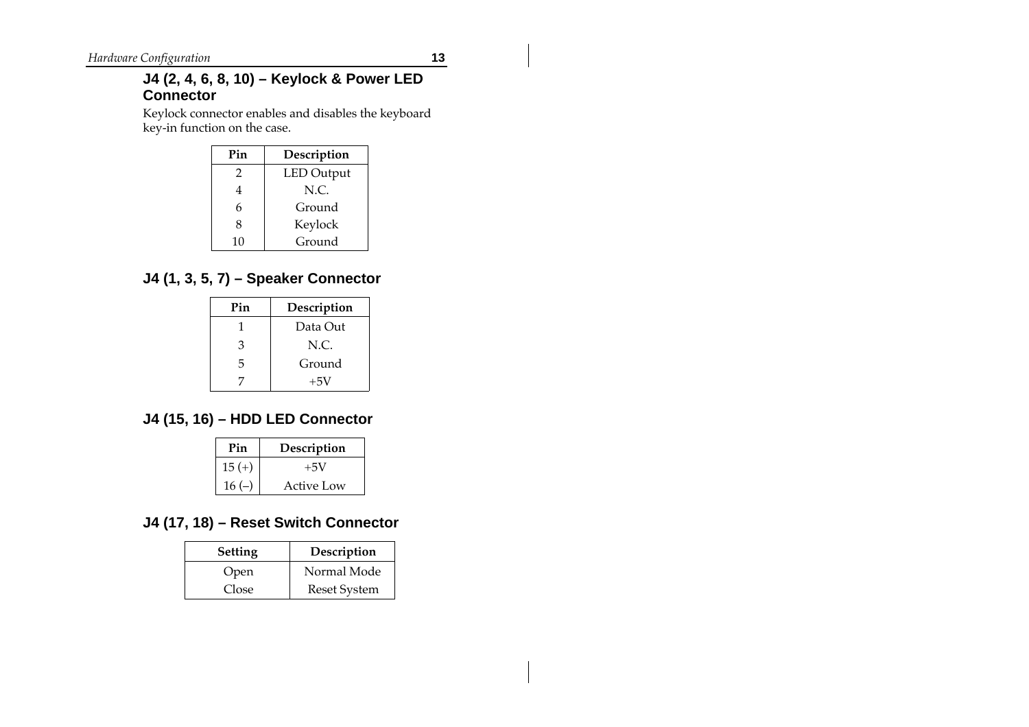## J4 (2, 4, 6, 8, 10) – Keylock & Power LED Connector

Keylock connector enables and disables the keyboard key-in function on the case.

| Pin | Description |
|---|---|
| 2 | LED Output |
| 4 | N.C. |
| 6 | Ground |
| 8 | Keylock |
| 10 | Ground |

## J4 (1, 3, 5, 7) – Speaker Connector

| Pin | Description |
|---|---|
| 1 | Data Out |
| 3 | N.C. |
| 5 | Ground |
| 7 | +5V |

## J4 (15, 16) – HDD LED Connector

| Pin | Description |
|---|---|
| 15 (+) | +5V |
| 16 (–) | Active Low |

## J4 (17, 18) – Reset Switch Connector

| Setting | Description |
|---|---|
| Open | Normal Mode |
| Close | Reset System |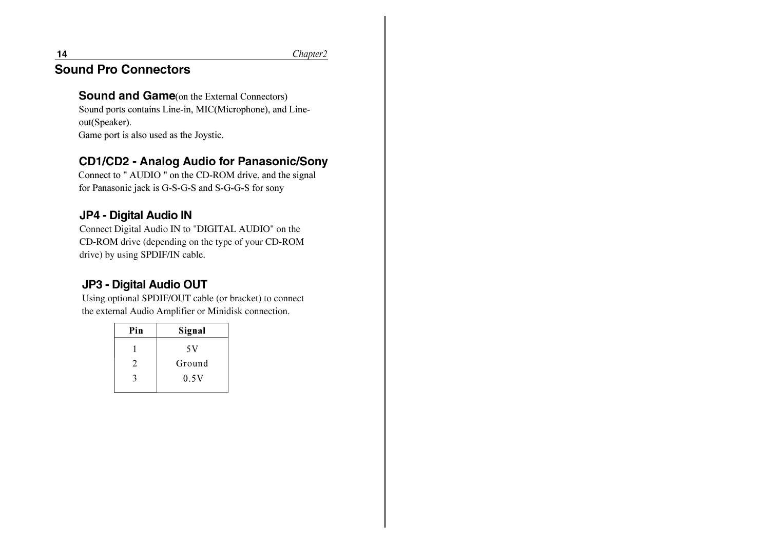## Sound Pro Connectors

### Sound and Game(on the External Connectors)

Sound ports contains Line-in, MIC(Microphone), and Line-out(Speaker).
Game port is also used as the Joystic.

### CD1/CD2 - Analog Audio for Panasonic/Sony

Connect to " AUDIO " on the CD-ROM drive, and the signal for Panasonic jack is G-S-G-S and S-G-G-S for sony

### JP4 - Digital Audio IN

Connect Digital Audio IN to "DIGITAL AUDIO" on the CD-ROM drive (depending on the type of your CD-ROM drive) by using SPDIF/IN cable.

### JP3 - Digital Audio OUT

Using optional SPDIF/OUT cable (or bracket) to connect the external Audio Amplifier or Minidisk connection.

| Pin | Signal |
|---|---|
| 1 | 5V |
| 2 | Ground |
| 3 | 0.5V |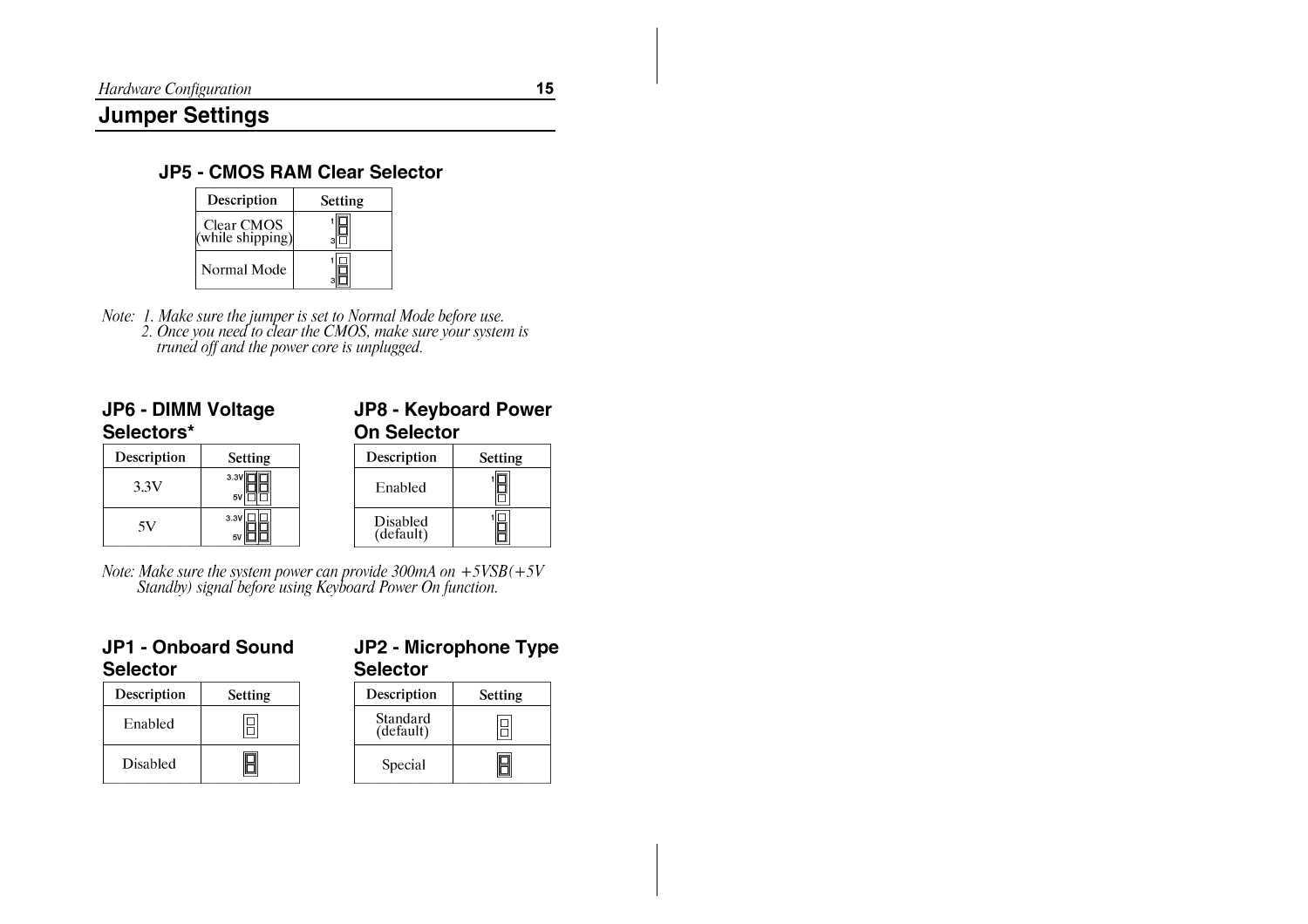# Jumper Settings

### JP5 - CMOS RAM Clear Selector

| Description | Setting |
|---|---|
| Clear CMOS (while shipping) | 1-2 |
| Normal Mode | 2-3 |

*Note: 1. Make sure the jumper is set to Normal Mode before use.*
*2. Once you need to clear the CMOS, make sure your system is truned off and the power core is unplugged.*

### JP6 - DIMM Voltage Selectors*

| Description | Setting |
|---|---|
| 3.3V | 3.3V |
| 5V | 5V |

### JP8 - Keyboard Power On Selector

| Description | Setting |
|---|---|
| Enabled | 1-2 |
| Disabled (default) | 2-3 |

*Note: Make sure the system power can provide 300mA on +5VSB(+5V Standby) signal before using Keyboard Power On function.*

### JP1 - Onboard Sound Selector

| Description | Setting |
|---|---|
| Enabled | Open |
| Disabled | Closed |

### JP2 - Microphone Type Selector

| Description | Setting |
|---|---|
| Standard (default) | Open |
| Special | Closed |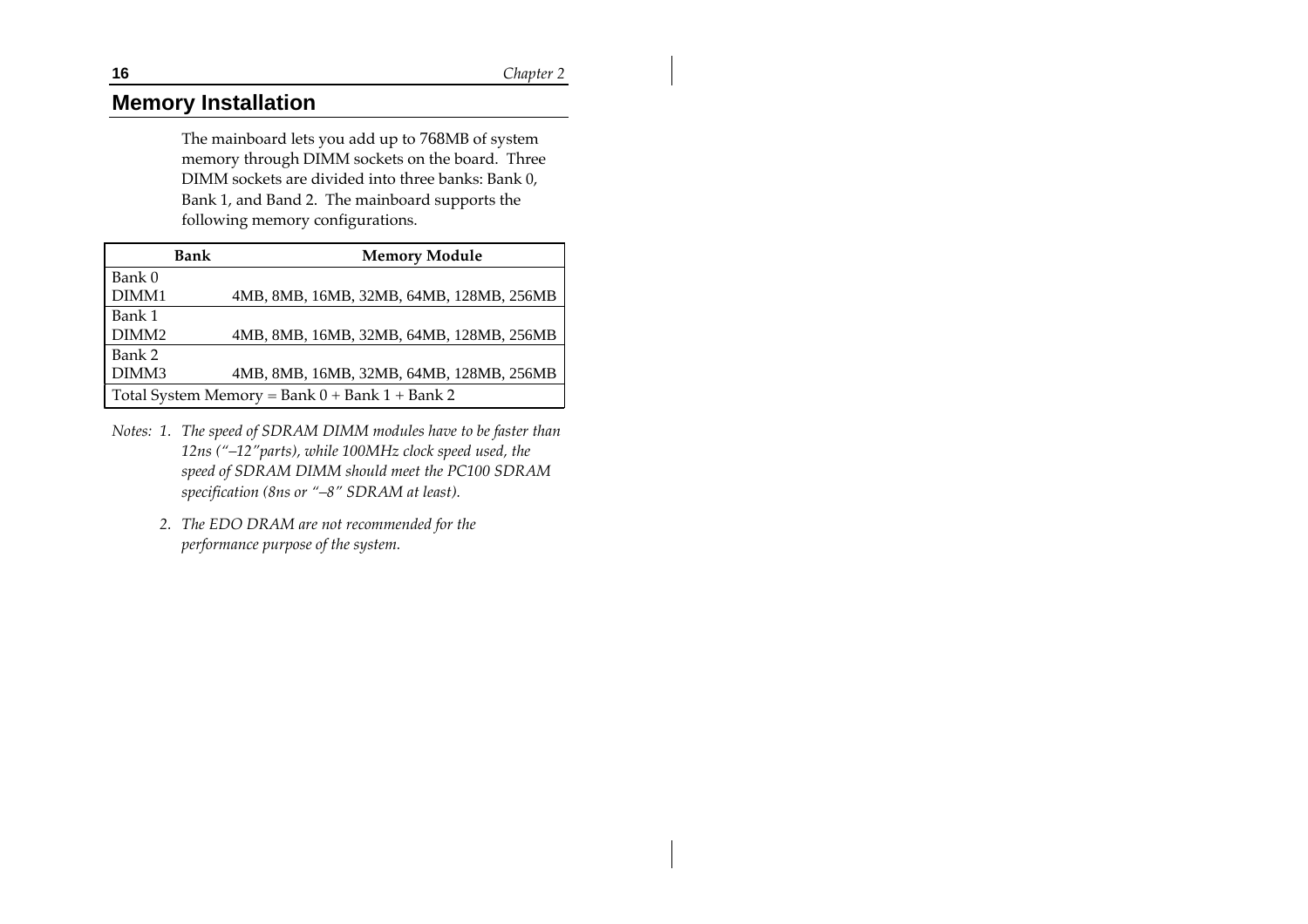## Memory Installation

The mainboard lets you add up to 768MB of system memory through DIMM sockets on the board. Three DIMM sockets are divided into three banks: Bank 0, Bank 1, and Band 2. The mainboard supports the following memory configurations.

| Bank | Memory Module |
|---|---|
| Bank 0 | |
| DIMM1 | 4MB, 8MB, 16MB, 32MB, 64MB, 128MB, 256MB |
| Bank 1 | |
| DIMM2 | 4MB, 8MB, 16MB, 32MB, 64MB, 128MB, 256MB |
| Bank 2 | |
| DIMM3 | 4MB, 8MB, 16MB, 32MB, 64MB, 128MB, 256MB |
| Total System Memory = Bank 0 + Bank 1 + Bank 2 | |

*Notes: 1. The speed of SDRAM DIMM modules have to be faster than 12ns ("–12"parts), while 100MHz clock speed used, the speed of SDRAM DIMM should meet the PC100 SDRAM specification (8ns or "–8" SDRAM at least).*

*2. The EDO DRAM are not recommended for the performance purpose of the system.*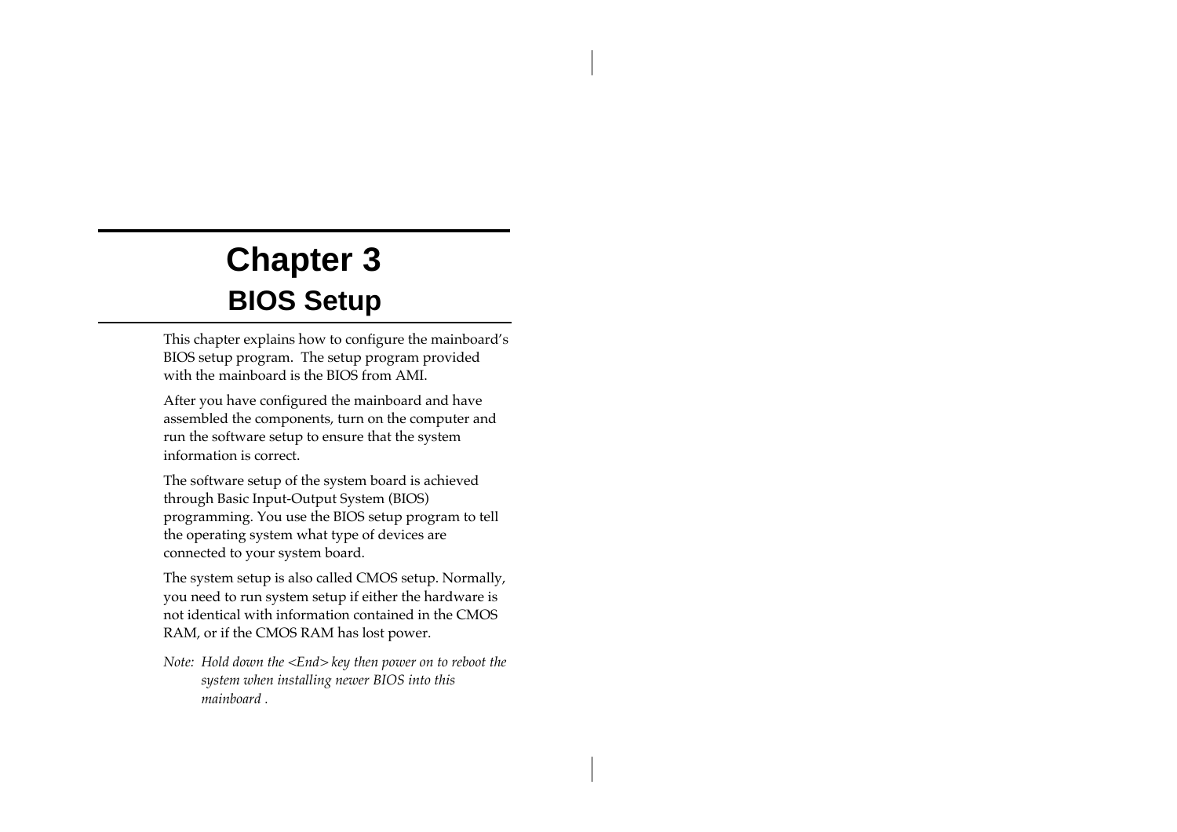# Chapter 3

## BIOS Setup

This chapter explains how to configure the mainboard's BIOS setup program. The setup program provided with the mainboard is the BIOS from AMI.

After you have configured the mainboard and have assembled the components, turn on the computer and run the software setup to ensure that the system information is correct.

The software setup of the system board is achieved through Basic Input-Output System (BIOS) programming. You use the BIOS setup program to tell the operating system what type of devices are connected to your system board.

The system setup is also called CMOS setup. Normally, you need to run system setup if either the hardware is not identical with information contained in the CMOS RAM, or if the CMOS RAM has lost power.

*Note: Hold down the <End> key then power on to reboot the system when installing newer BIOS into this mainboard .*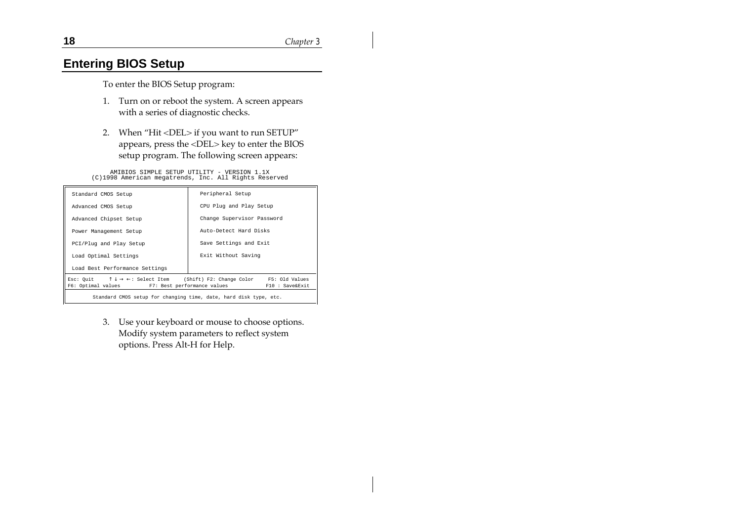## Entering BIOS Setup

To enter the BIOS Setup program:

1. Turn on or reboot the system. A screen appears with a series of diagnostic checks.

2. When "Hit <DEL> if you want to run SETUP" appears, press the <DEL> key to enter the BIOS setup program. The following screen appears:

```
        AMIBIOS SIMPLE SETUP UTILITY - VERSION 1.1X
   (C)1998 American megatrends, Inc. All Rights Reserved

 Standard CMOS Setup                    Peripheral Setup
 Advanced CMOS Setup                    CPU Plug and Play Setup
 Advanced Chipset Setup                 Change Supervisor Password
 Power Management Setup                 Auto-Detect Hard Disks
 PCI/Plug and Play Setup                Save Settings and Exit
 Load Optimal Settings                  Exit Without Saving
 Load Best Performance Settings

Esc: Quit     ↑ ↓ → ←: Select Item    (Shift) F2: Change Color    F5: Old Values
F6: Optimal values      F7: Best performance values            F10 : Save&Exit

      Standard CMOS setup for changing time, date, hard disk type, etc.
```

3. Use your keyboard or mouse to choose options. Modify system parameters to reflect system options. Press Alt-H for Help.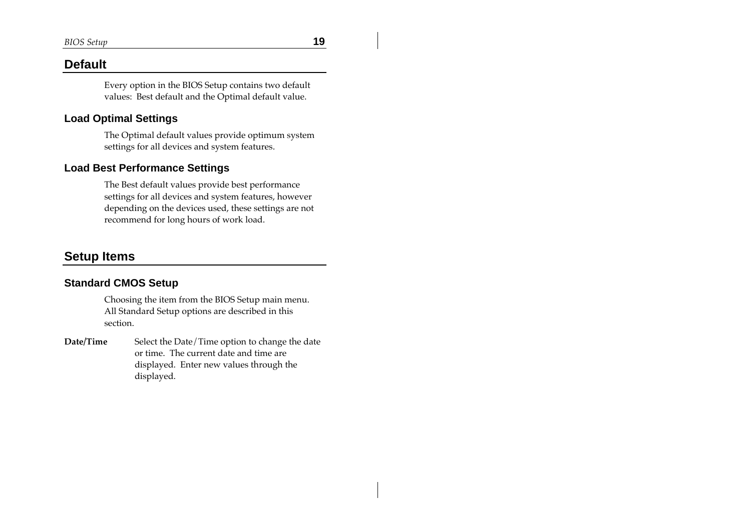## Default

Every option in the BIOS Setup contains two default values: Best default and the Optimal default value.

### Load Optimal Settings

The Optimal default values provide optimum system settings for all devices and system features.

### Load Best Performance Settings

The Best default values provide best performance settings for all devices and system features, however depending on the devices used, these settings are not recommend for long hours of work load.

## Setup Items

### Standard CMOS Setup

Choosing the item from the BIOS Setup main menu. All Standard Setup options are described in this section.

**Date/Time** Select the Date/Time option to change the date or time. The current date and time are displayed. Enter new values through the displayed.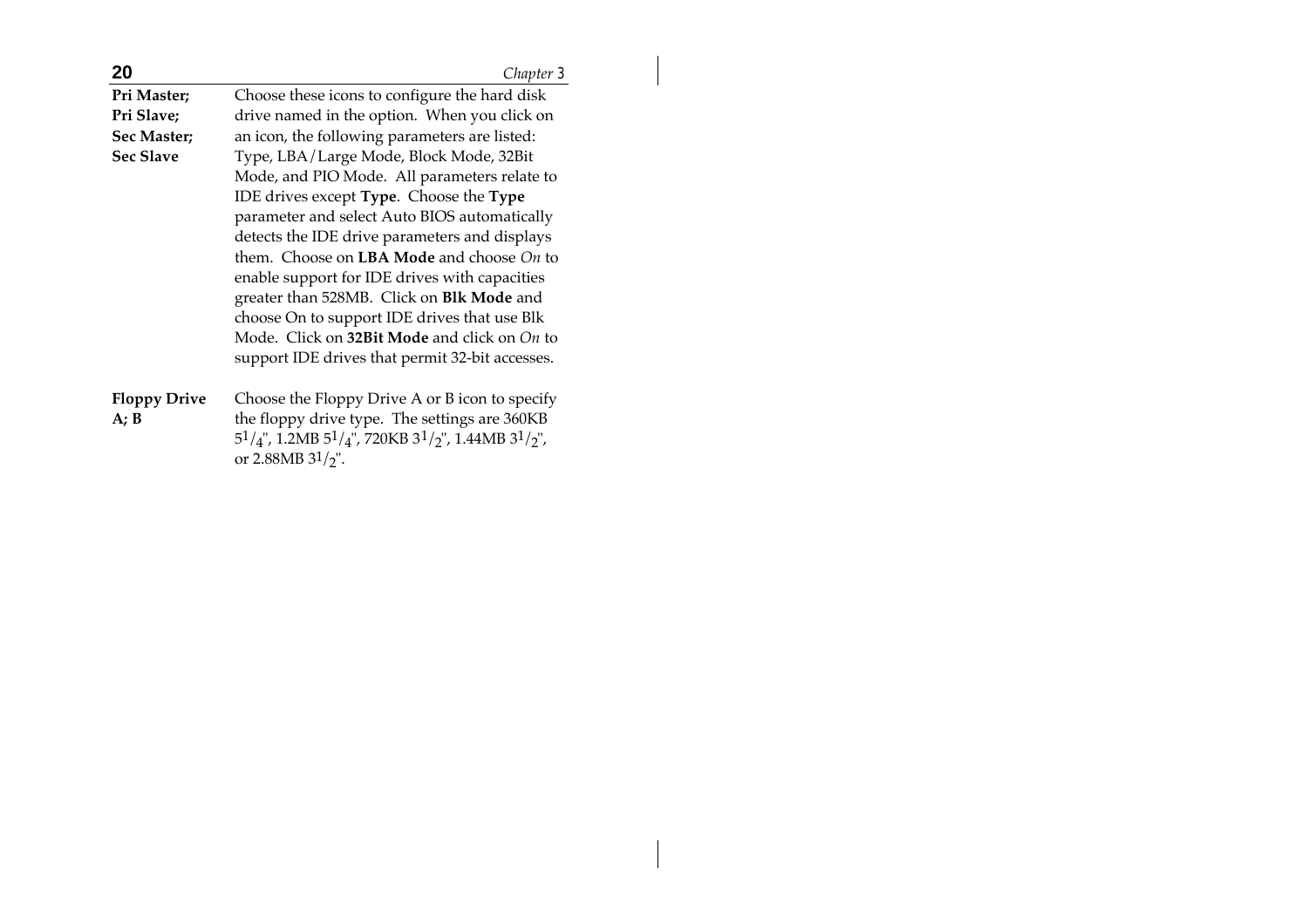**Pri Master; Pri Slave; Sec Master; Sec Slave**

Choose these icons to configure the hard disk drive named in the option. When you click on an icon, the following parameters are listed: Type, LBA/Large Mode, Block Mode, 32Bit Mode, and PIO Mode. All parameters relate to IDE drives except **Type**. Choose the **Type** parameter and select Auto BIOS automatically detects the IDE drive parameters and displays them. Choose on **LBA Mode** and choose *On* to enable support for IDE drives with capacities greater than 528MB. Click on **Blk Mode** and choose On to support IDE drives that use Blk Mode. Click on **32Bit Mode** and click on *On* to support IDE drives that permit 32-bit accesses.

**Floppy Drive A; B**

Choose the Floppy Drive A or B icon to specify the floppy drive type. The settings are 360KB $5^1/_4$", 1.2MB $5^1/_4$", 720KB $3^1/_2$", 1.44MB $3^1/_2$", or 2.88MB $3^1/_2$".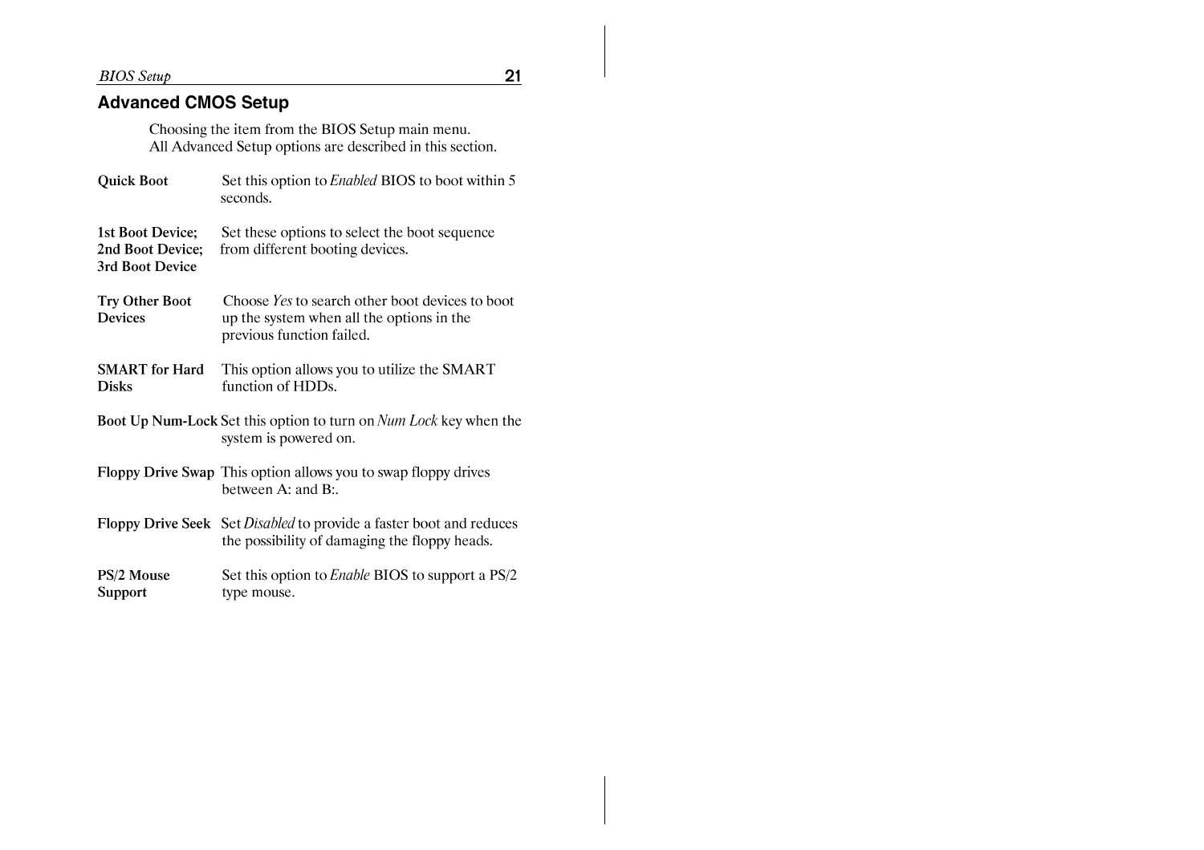## Advanced CMOS Setup

Choosing the item from the BIOS Setup main menu.
All Advanced Setup options are described in this section.

**Quick Boot** Set this option to *Enabled* BIOS to boot within 5 seconds.

**1st Boot Device; 2nd Boot Device; 3rd Boot Device** Set these options to select the boot sequence from different booting devices.

**Try Other Boot Devices** Choose *Yes* to search other boot devices to boot up the system when all the options in the previous function failed.

**SMART for Hard Disks** This option allows you to utilize the SMART function of HDDs.

**Boot Up Num-Lock** Set this option to turn on *Num Lock* key when the system is powered on.

**Floppy Drive Swap** This option allows you to swap floppy drives between A: and B:.

**Floppy Drive Seek** Set *Disabled* to provide a faster boot and reduces the possibility of damaging the floppy heads.

**PS/2 Mouse Support** Set this option to *Enable* BIOS to support a PS/2 type mouse.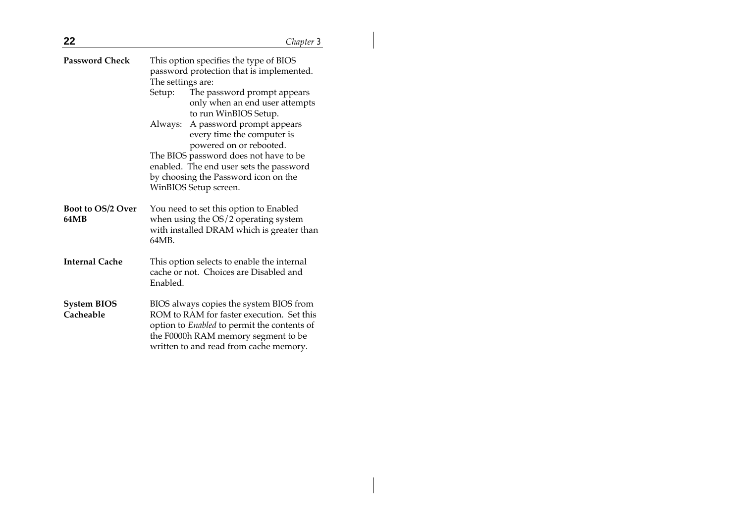**Password Check**

This option specifies the type of BIOS password protection that is implemented. The settings are:

- Setup: The password prompt appears only when an end user attempts to run WinBIOS Setup.
- Always: A password prompt appears every time the computer is powered on or rebooted.

The BIOS password does not have to be enabled. The end user sets the password by choosing the Password icon on the WinBIOS Setup screen.

**Boot to OS/2 Over 64MB**

You need to set this option to Enabled when using the OS/2 operating system with installed DRAM which is greater than 64MB.

**Internal Cache**

This option selects to enable the internal cache or not. Choices are Disabled and Enabled.

**System BIOS Cacheable**

BIOS always copies the system BIOS from ROM to RAM for faster execution. Set this option to *Enabled* to permit the contents of the F0000h RAM memory segment to be written to and read from cache memory.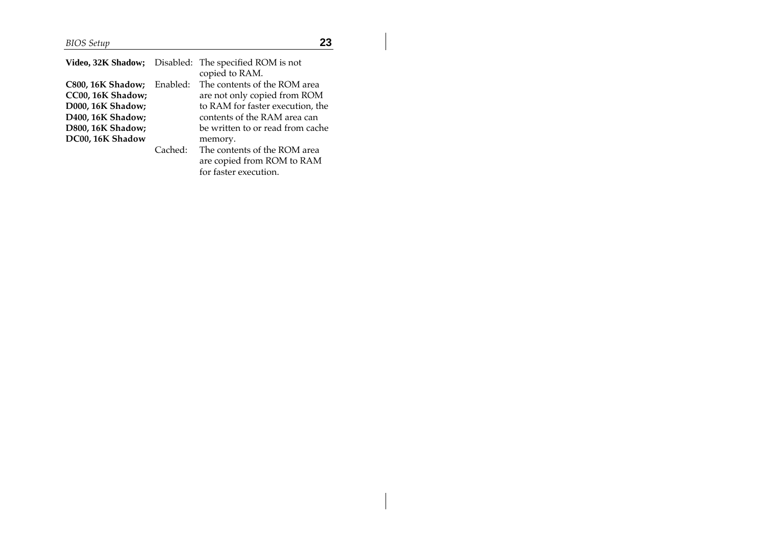| | | |
|---|---|---|
| **Video, 32K Shadow;** | Disabled: | The specified ROM is not copied to RAM. |
| **C800, 16K Shadow; CC00, 16K Shadow; D000, 16K Shadow; D400, 16K Shadow; D800, 16K Shadow; DC00, 16K Shadow** | Enabled: | The contents of the ROM area are not only copied from ROM to RAM for faster execution, the contents of the RAM area can be written to or read from cache memory. |
| | Cached: | The contents of the ROM area are copied from ROM to RAM for faster execution. |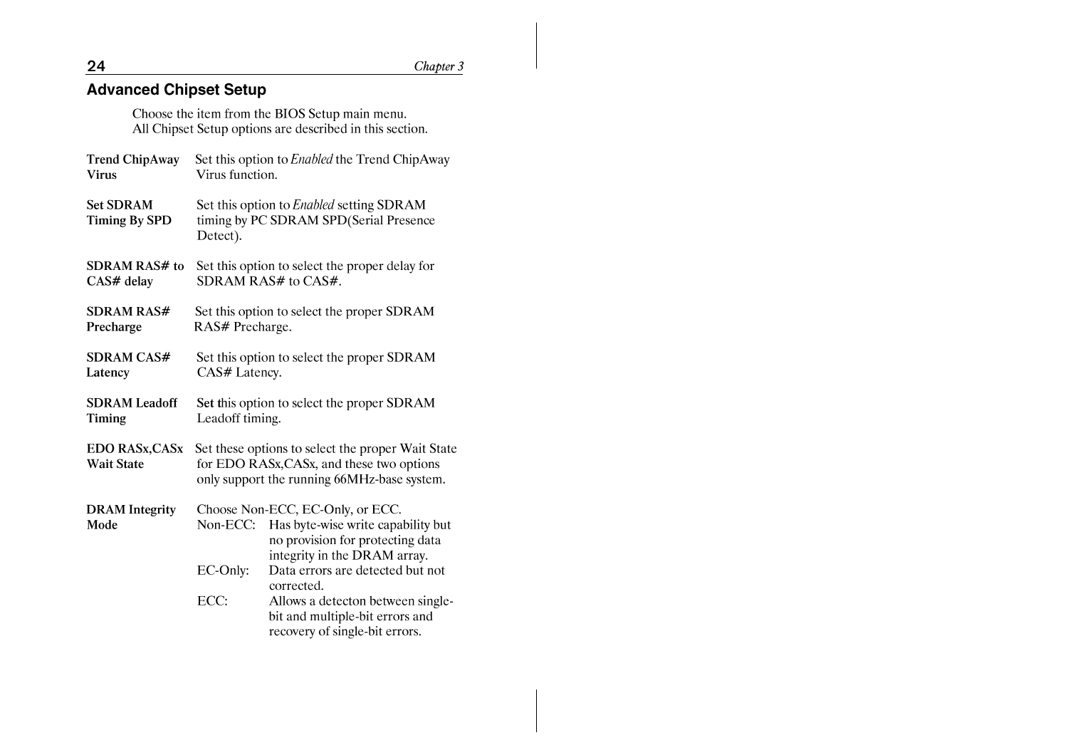## Advanced Chipset Setup

Choose the item from the BIOS Setup main menu.
All Chipset Setup options are described in this section.

**Trend ChipAway Virus** — Set this option to *Enabled* the Trend ChipAway Virus function.

**Set SDRAM Timing By SPD** — Set this option to *Enabled* setting SDRAM timing by PC SDRAM SPD(Serial Presence Detect).

**SDRAM RAS# to CAS# delay** — Set this option to select the proper delay for SDRAM RAS# to CAS#.

**SDRAM RAS# Precharge** — Set this option to select the proper SDRAM RAS# Precharge.

**SDRAM CAS# Latency** — Set this option to select the proper SDRAM CAS# Latency.

**SDRAM Leadoff Timing** — Set this option to select the proper SDRAM Leadoff timing.

**EDO RASx,CASx Wait State** — Set these options to select the proper Wait State for EDO RASx,CASx, and these two options only support the running 66MHz-base system.

**DRAM Integrity Mode** — Choose Non-ECC, EC-Only, or ECC.

- Non-ECC: Has byte-wise write capability but no provision for protecting data integrity in the DRAM array.
- EC-Only: Data errors are detected but not corrected.
- ECC: Allows a detecton between single-bit and multiple-bit errors and recovery of single-bit errors.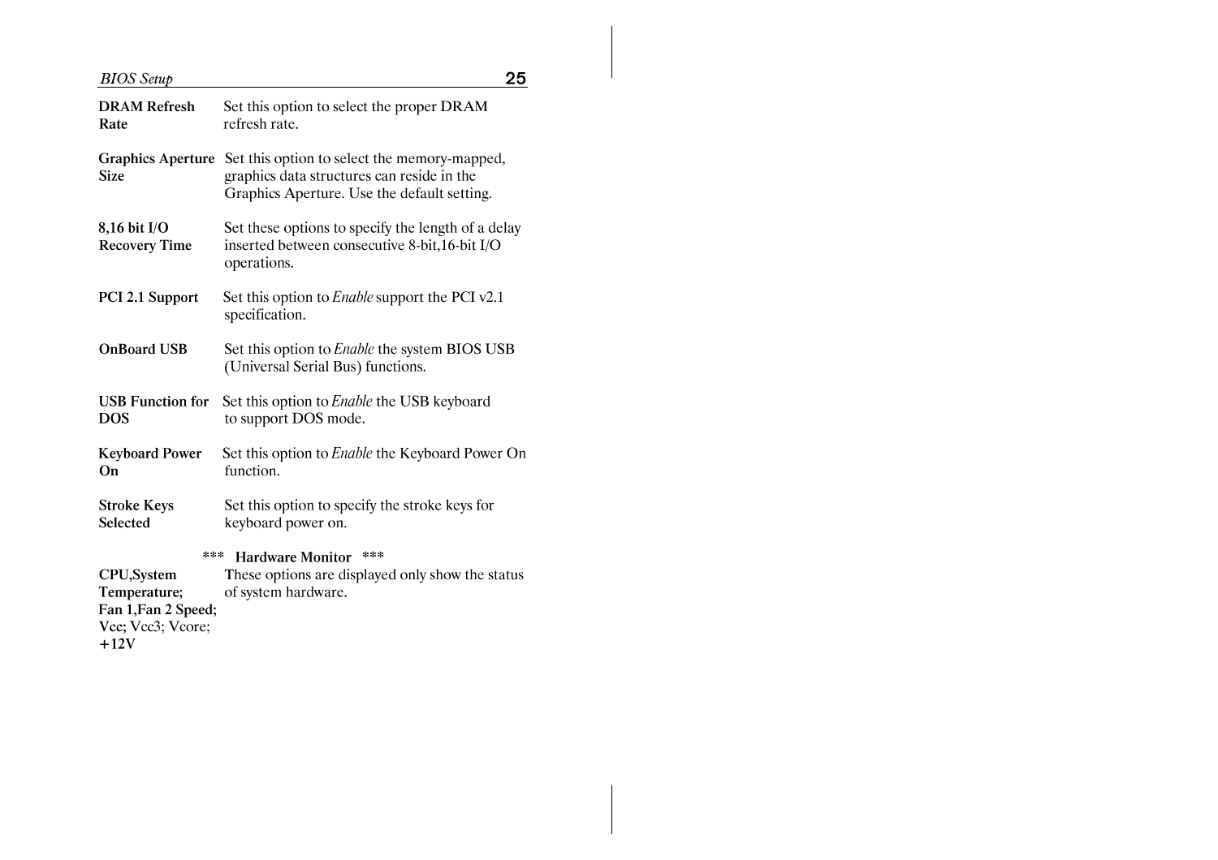| | |
|---|---|
| **DRAM Refresh Rate** | Set this option to select the proper DRAM refresh rate. |
| **Graphics Aperture Size** | Set this option to select the memory-mapped, graphics data structures can reside in the Graphics Aperture. Use the default setting. |
| **8,16 bit I/O Recovery Time** | Set these options to specify the length of a delay inserted between consecutive 8-bit,16-bit I/O operations. |
| **PCI 2.1 Support** | Set this option to *Enable* support the PCI v2.1 specification. |
| **OnBoard USB** | Set this option to *Enable* the system BIOS USB (Universal Serial Bus) functions. |
| **USB Function for DOS** | Set this option to *Enable* the USB keyboard to support DOS mode. |
| **Keyboard Power On** | Set this option to *Enable* the Keyboard Power On function. |
| **Stroke Keys Selected** | Set this option to specify the stroke keys for keyboard power on. |

*** **Hardware Monitor** ***

| | |
|---|---|
| **CPU,System Temperature; Fan 1,Fan 2 Speed; Vcc;** Vcc3; Vcore; **+12V** | These options are displayed only show the status of system hardware. |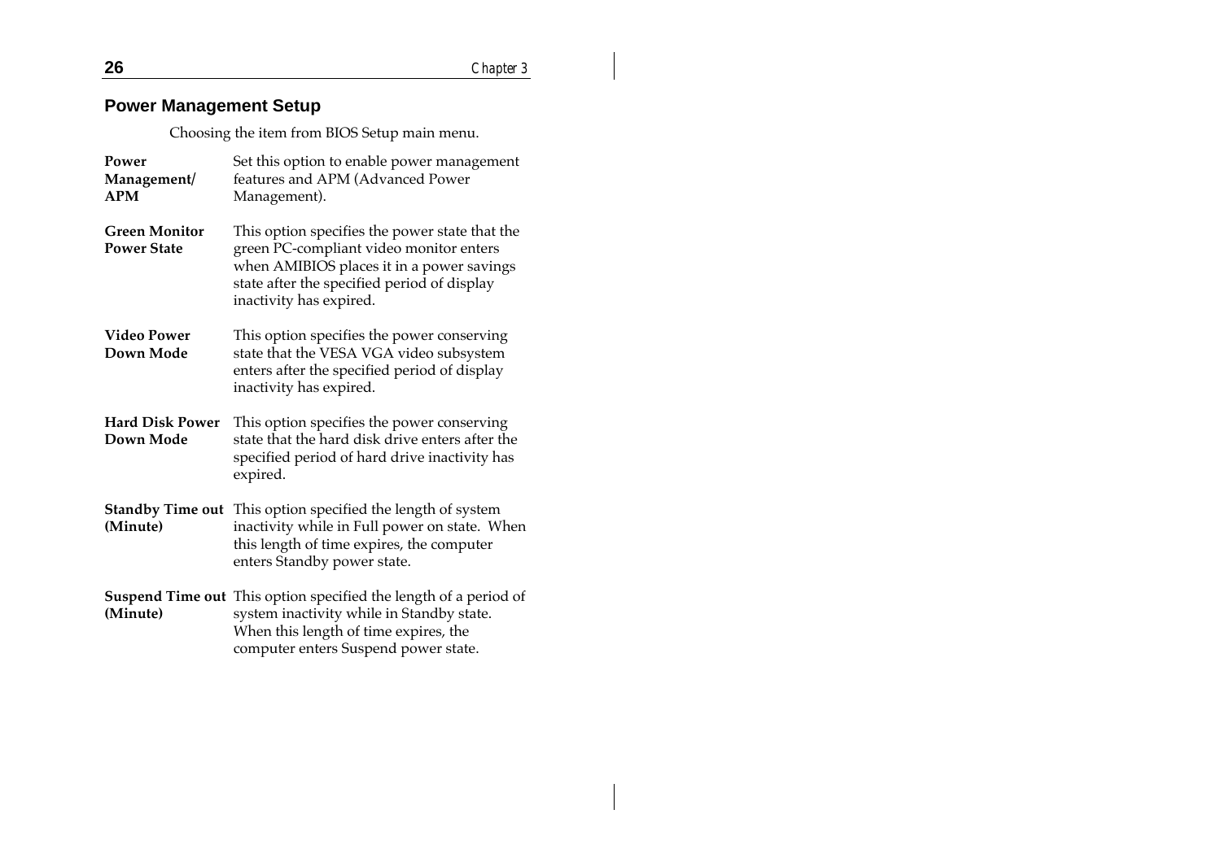## Power Management Setup

Choosing the item from BIOS Setup main menu.

| | |
|---|---|
| **Power Management/ APM** | Set this option to enable power management features and APM (Advanced Power Management). |
| **Green Monitor Power State** | This option specifies the power state that the green PC-compliant video monitor enters when AMIBIOS places it in a power savings state after the specified period of display inactivity has expired. |
| **Video Power Down Mode** | This option specifies the power conserving state that the VESA VGA video subsystem enters after the specified period of display inactivity has expired. |
| **Hard Disk Power Down Mode** | This option specifies the power conserving state that the hard disk drive enters after the specified period of hard drive inactivity has expired. |
| **Standby Time out (Minute)** | This option specified the length of system inactivity while in Full power on state. When this length of time expires, the computer enters Standby power state. |
| **Suspend Time out (Minute)** | This option specified the length of a period of system inactivity while in Standby state. When this length of time expires, the computer enters Suspend power state. |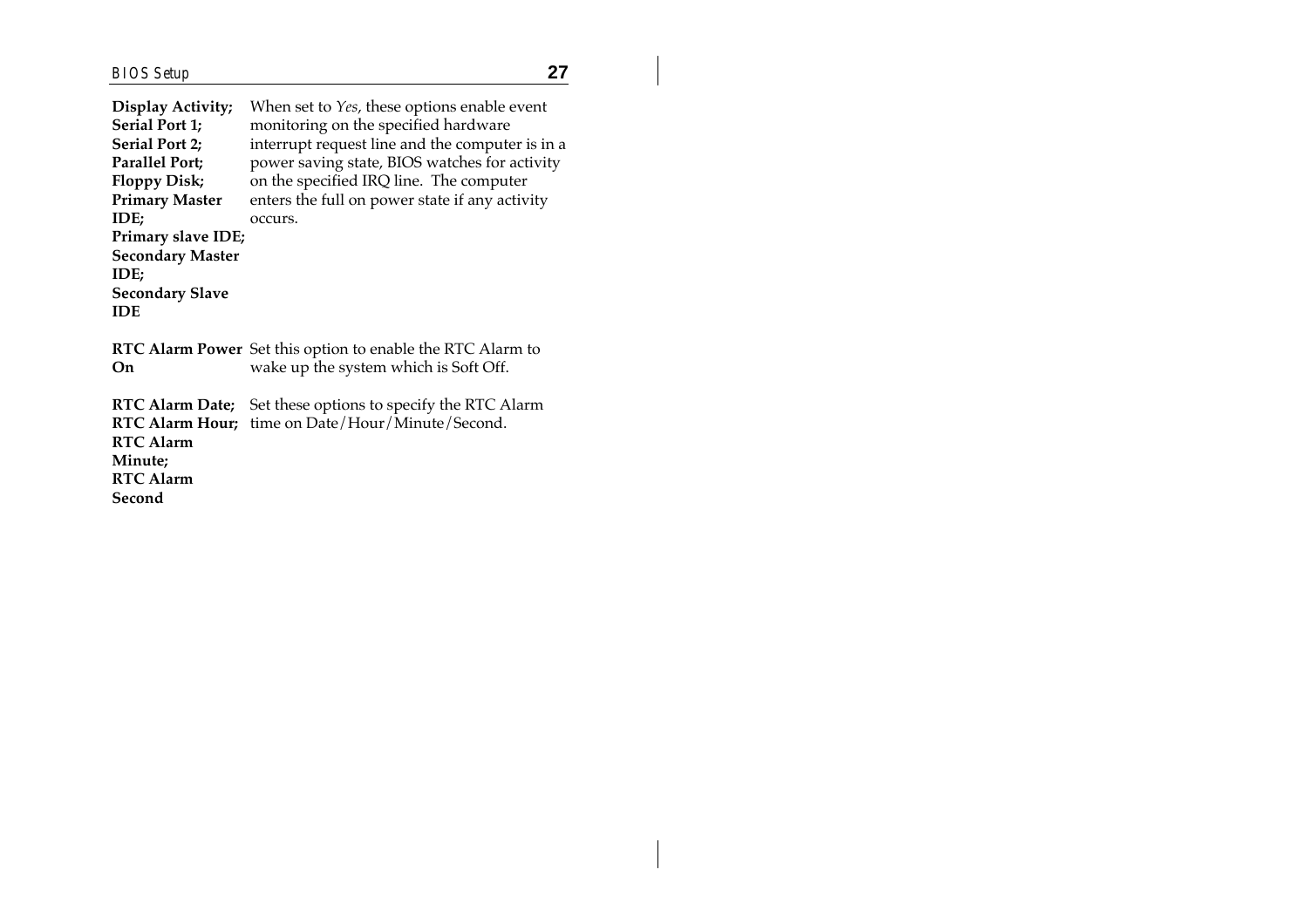| | |
|---|---|
| **Display Activity; Serial Port 1; Serial Port 2; Parallel Port; Floppy Disk; Primary Master IDE; Primary slave IDE; Secondary Master IDE; Secondary Slave IDE** | When set to *Yes*, these options enable event monitoring on the specified hardware interrupt request line and the computer is in a power saving state, BIOS watches for activity on the specified IRQ line. The computer enters the full on power state if any activity occurs. |
| **RTC Alarm Power On** | Set this option to enable the RTC Alarm to wake up the system which is Soft Off. |
| **RTC Alarm Date; RTC Alarm Hour; RTC Alarm Minute; RTC Alarm Second** | Set these options to specify the RTC Alarm time on Date/Hour/Minute/Second. |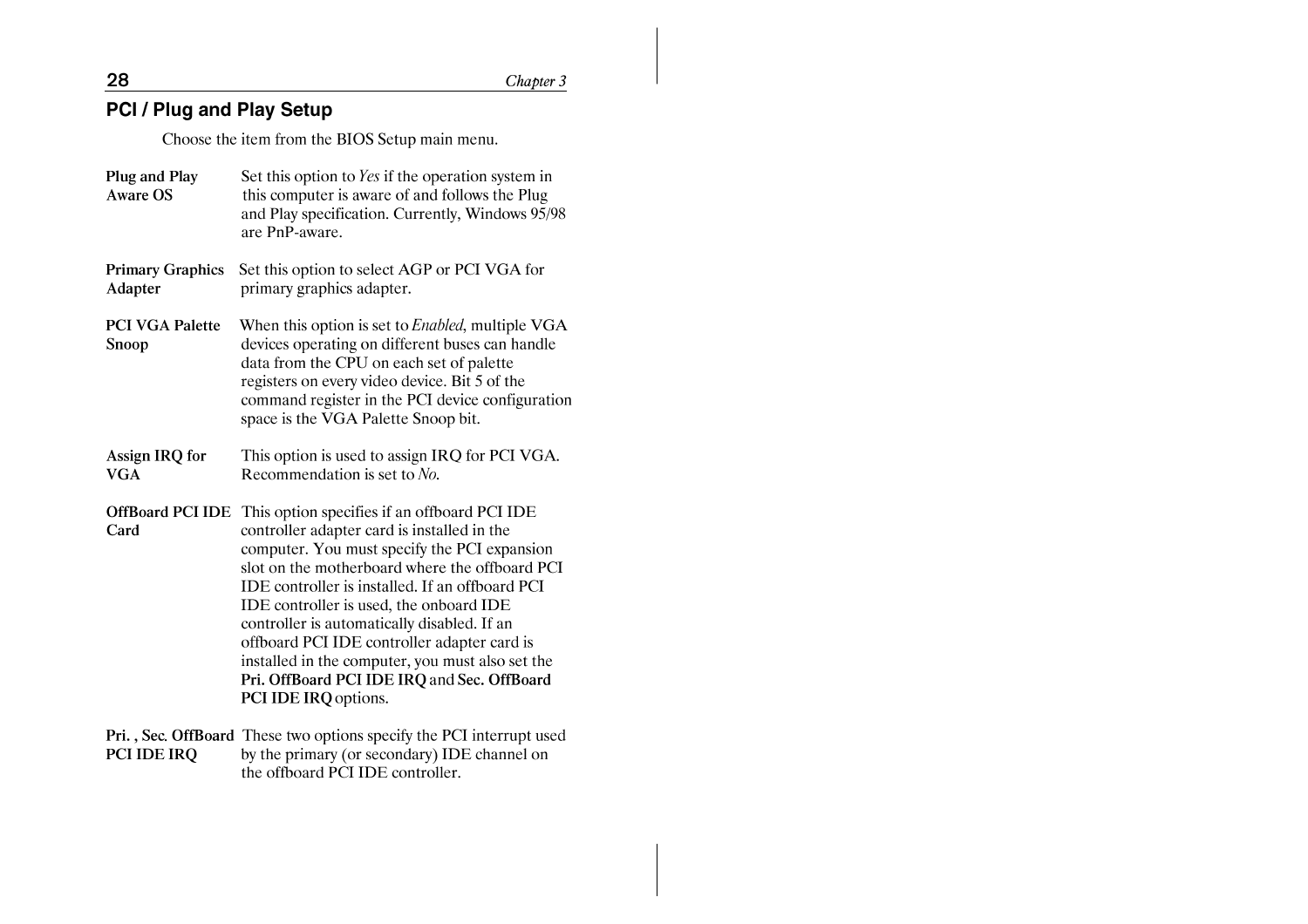## PCI / Plug and Play Setup

Choose the item from the BIOS Setup main menu.

**Plug and Play Aware OS**
Set this option to *Yes* if the operation system in this computer is aware of and follows the Plug and Play specification. Currently, Windows 95/98 are PnP-aware.

**Primary Graphics Adapter**
Set this option to select AGP or PCI VGA for primary graphics adapter.

**PCI VGA Palette Snoop**
When this option is set to *Enabled*, multiple VGA devices operating on different buses can handle data from the CPU on each set of palette registers on every video device. Bit 5 of the command register in the PCI device configuration space is the VGA Palette Snoop bit.

**Assign IRQ for VGA**
This option is used to assign IRQ for PCI VGA. Recommendation is set to *No*.

**OffBoard PCI IDE Card**
This option specifies if an offboard PCI IDE controller adapter card is installed in the computer. You must specify the PCI expansion slot on the motherboard where the offboard PCI IDE controller is installed. If an offboard PCI IDE controller is used, the onboard IDE controller is automatically disabled. If an offboard PCI IDE controller adapter card is installed in the computer, you must also set the **Pri. OffBoard PCI IDE IRQ** and **Sec. OffBoard PCI IDE IRQ** options.

**Pri. , Sec. OffBoard PCI IDE IRQ**
These two options specify the PCI interrupt used by the primary (or secondary) IDE channel on the offboard PCI IDE controller.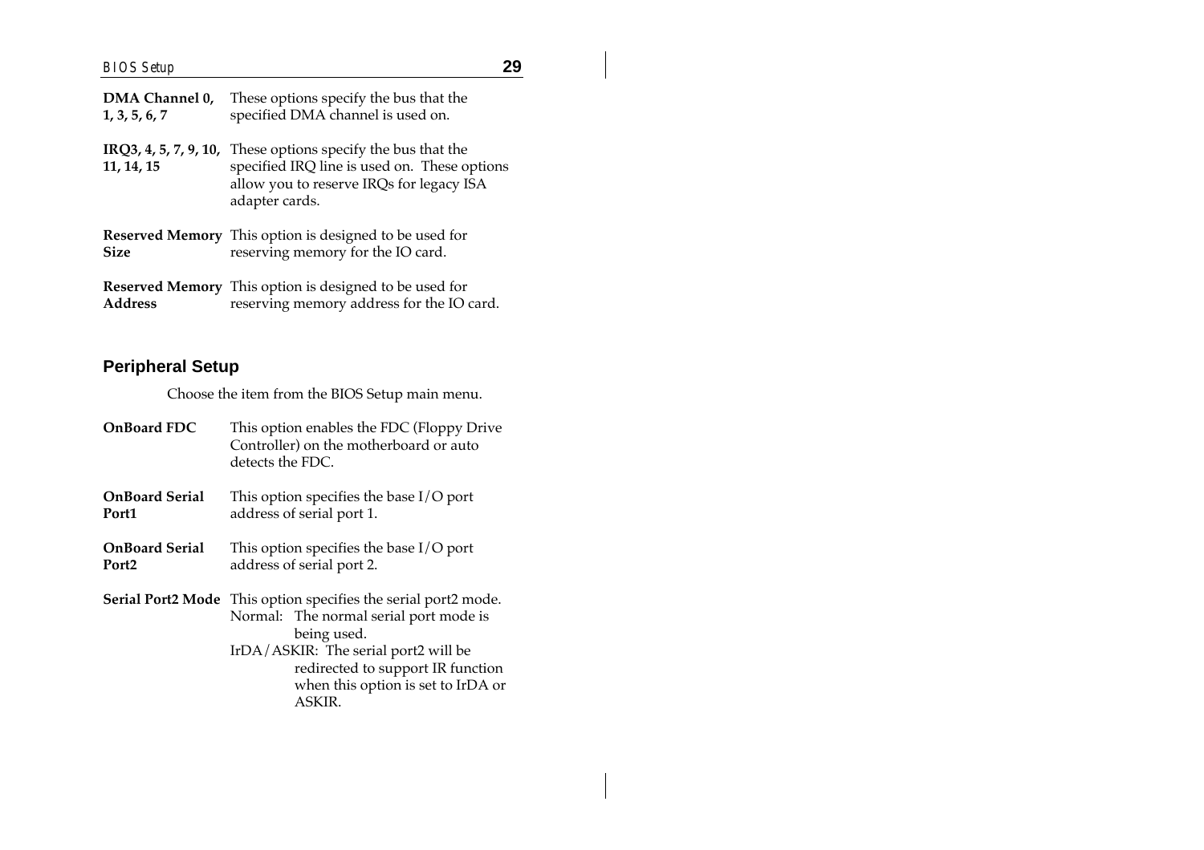**DMA Channel 0, 1, 3, 5, 6, 7** These options specify the bus that the specified DMA channel is used on.

**IRQ3, 4, 5, 7, 9, 10, 11, 14, 15** These options specify the bus that the specified IRQ line is used on. These options allow you to reserve IRQs for legacy ISA adapter cards.

**Reserved Memory Size** This option is designed to be used for reserving memory for the IO card.

**Reserved Memory Address** This option is designed to be used for reserving memory address for the IO card.

## Peripheral Setup

Choose the item from the BIOS Setup main menu.

**OnBoard FDC** This option enables the FDC (Floppy Drive Controller) on the motherboard or auto detects the FDC.

**OnBoard Serial Port1** This option specifies the base I/O port address of serial port 1.

**OnBoard Serial Port2** This option specifies the base I/O port address of serial port 2.

**Serial Port2 Mode** This option specifies the serial port2 mode.

Normal: The normal serial port mode is being used.

IrDA/ASKIR: The serial port2 will be redirected to support IR function when this option is set to IrDA or ASKIR.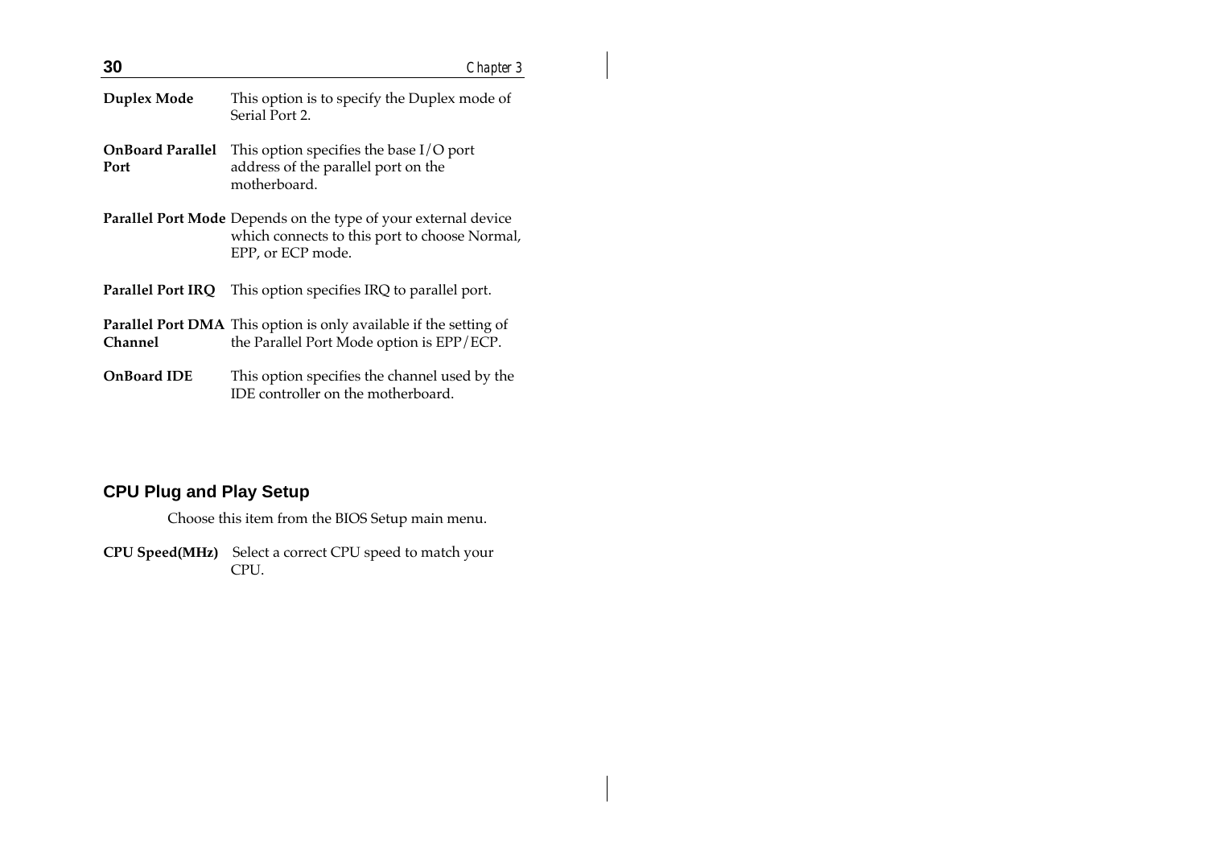**Duplex Mode** This option is to specify the Duplex mode of Serial Port 2.

**OnBoard Parallel Port** This option specifies the base I/O port address of the parallel port on the motherboard.

**Parallel Port Mode** Depends on the type of your external device which connects to this port to choose Normal, EPP, or ECP mode.

**Parallel Port IRQ** This option specifies IRQ to parallel port.

**Parallel Port DMA Channel** This option is only available if the setting of the Parallel Port Mode option is EPP/ECP.

**OnBoard IDE** This option specifies the channel used by the IDE controller on the motherboard.

## CPU Plug and Play Setup

Choose this item from the BIOS Setup main menu.

**CPU Speed(MHz)** Select a correct CPU speed to match your CPU.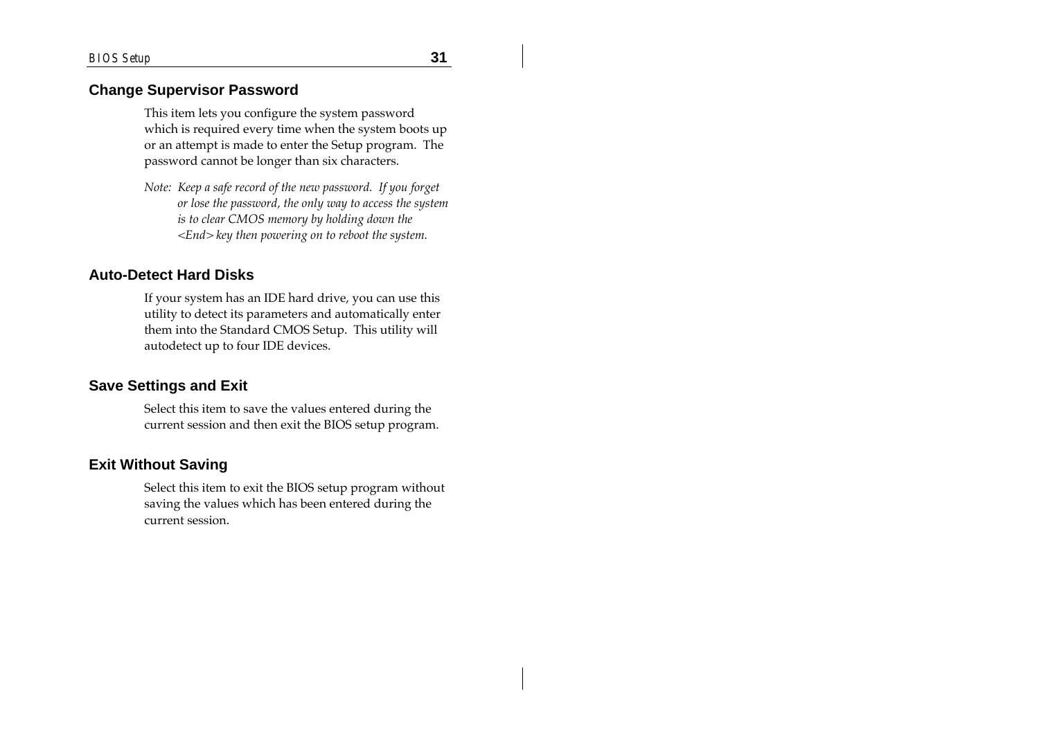## Change Supervisor Password

This item lets you configure the system password which is required every time when the system boots up or an attempt is made to enter the Setup program. The password cannot be longer than six characters.

*Note: Keep a safe record of the new password. If you forget or lose the password, the only way to access the system is to clear CMOS memory by holding down the <End> key then powering on to reboot the system.*

## Auto-Detect Hard Disks

If your system has an IDE hard drive, you can use this utility to detect its parameters and automatically enter them into the Standard CMOS Setup. This utility will autodetect up to four IDE devices.

## Save Settings and Exit

Select this item to save the values entered during the current session and then exit the BIOS setup program.

## Exit Without Saving

Select this item to exit the BIOS setup program without saving the values which has been entered during the current session.